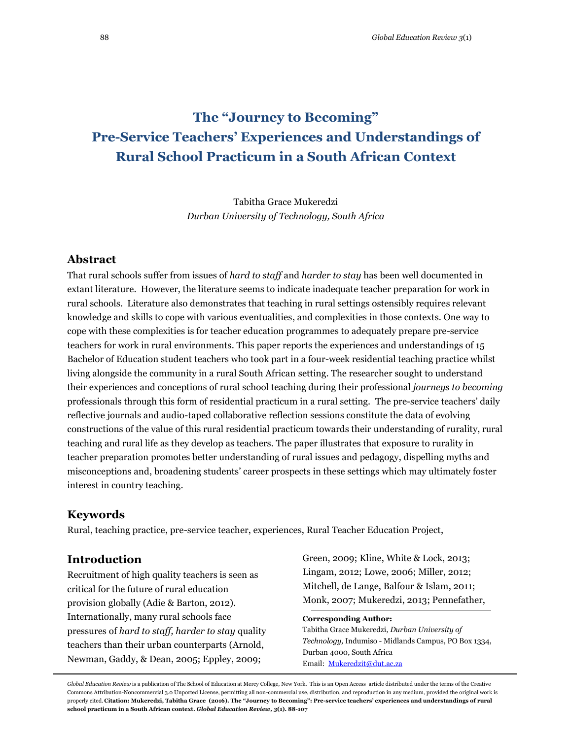# The "Journey to Becoming" Pre-Service Teachers' Experiences and Understandings of Rural School Practicum in a South African Context

Tabitha Grace Mukeredzi
*Durban University of Technology, South Africa*

## Abstract

That rural schools suffer from issues of *hard to staff* and *harder to stay* has been well documented in extant literature. However, the literature seems to indicate inadequate teacher preparation for work in rural schools. Literature also demonstrates that teaching in rural settings ostensibly requires relevant knowledge and skills to cope with various eventualities, and complexities in those contexts. One way to cope with these complexities is for teacher education programmes to adequately prepare pre-service teachers for work in rural environments. This paper reports the experiences and understandings of 15 Bachelor of Education student teachers who took part in a four-week residential teaching practice whilst living alongside the community in a rural South African setting. The researcher sought to understand their experiences and conceptions of rural school teaching during their professional *journeys to becoming* professionals through this form of residential practicum in a rural setting. The pre-service teachers' daily reflective journals and audio-taped collaborative reflection sessions constitute the data of evolving constructions of the value of this rural residential practicum towards their understanding of rurality, rural teaching and rural life as they develop as teachers. The paper illustrates that exposure to rurality in teacher preparation promotes better understanding of rural issues and pedagogy, dispelling myths and misconceptions and, broadening students' career prospects in these settings which may ultimately foster interest in country teaching.

## Keywords

Rural, teaching practice, pre-service teacher, experiences, Rural Teacher Education Project,

## Introduction

Recruitment of high quality teachers is seen as critical for the future of rural education provision globally (Adie & Barton, 2012). Internationally, many rural schools face pressures of *hard to staff, harder to stay* quality teachers than their urban counterparts (Arnold, Newman, Gaddy, & Dean, 2005; Eppley, 2009; Green, 2009; Kline, White & Lock, 2013; Lingam, 2012; Lowe, 2006; Miller, 2012; Mitchell, de Lange, Balfour & Islam, 2011; Monk, 2007; Mukeredzi, 2013; Pennefather,

**Corresponding Author:**
Tabitha Grace Mukeredzi, *Durban University of Technology,* Indumiso - Midlands Campus, PO Box 1334, Durban 4000, South Africa
Email: Mukeredzit@dut.ac.za

*Global Education Review* is a publication of The School of Education at Mercy College, New York. This is an Open Access article distributed under the terms of the Creative Commons Attribution-Noncommercial 3.0 Unported License, permitting all non-commercial use, distribution, and reproduction in any medium, provided the original work is properly cited. **Citation: Mukeredzi, Tabitha Grace (2016). The "Journey to Becoming": Pre-service teachers' experiences and understandings of rural school practicum in a South African context. *Global Education Review, 3*(1). 88-107**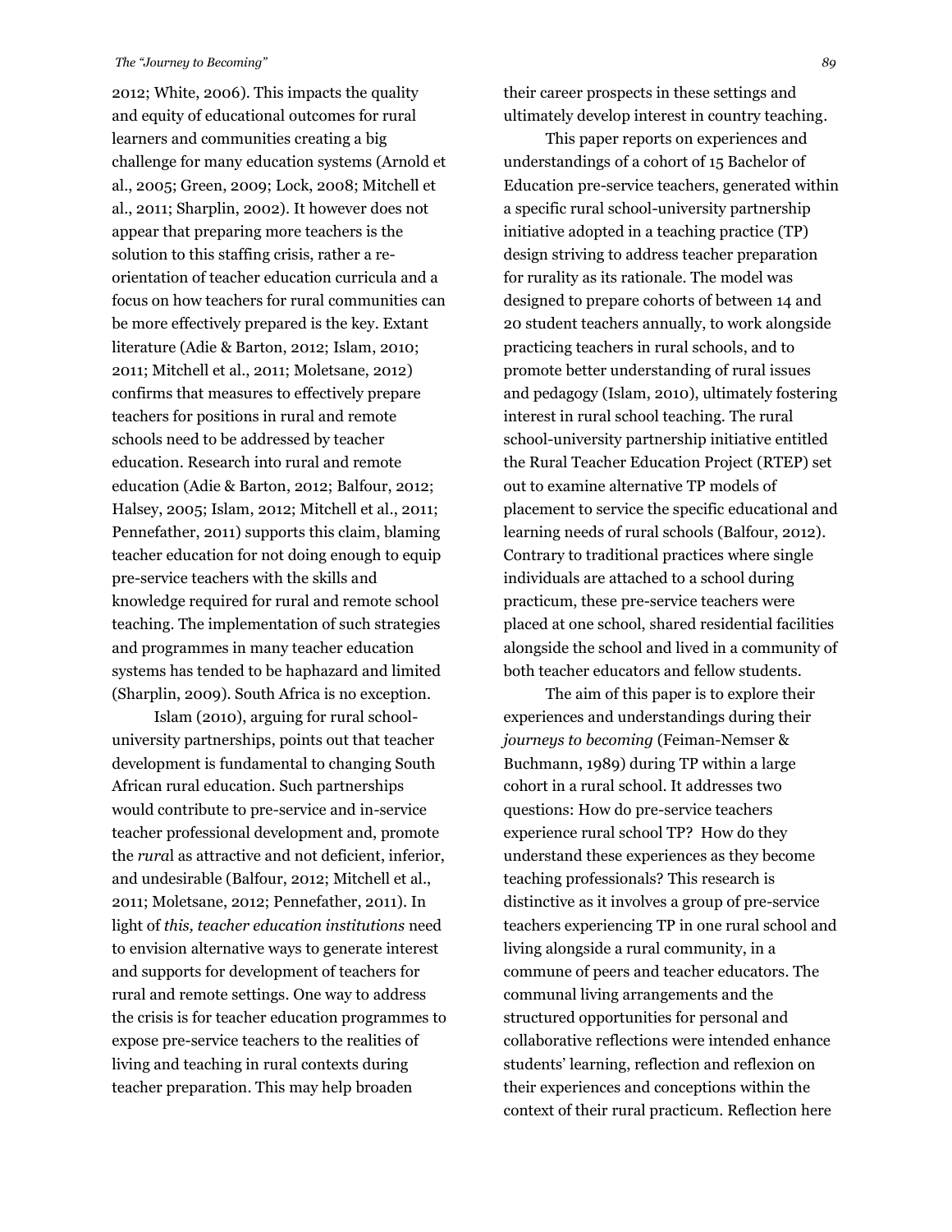2012; White, 2006). This impacts the quality and equity of educational outcomes for rural learners and communities creating a big challenge for many education systems (Arnold et al., 2005; Green, 2009; Lock, 2008; Mitchell et al., 2011; Sharplin, 2002). It however does not appear that preparing more teachers is the solution to this staffing crisis, rather a re-orientation of teacher education curricula and a focus on how teachers for rural communities can be more effectively prepared is the key. Extant literature (Adie & Barton, 2012; Islam, 2010; 2011; Mitchell et al., 2011; Moletsane, 2012) confirms that measures to effectively prepare teachers for positions in rural and remote schools need to be addressed by teacher education. Research into rural and remote education (Adie & Barton, 2012; Balfour, 2012; Halsey, 2005; Islam, 2012; Mitchell et al., 2011; Pennefather, 2011) supports this claim, blaming teacher education for not doing enough to equip pre-service teachers with the skills and knowledge required for rural and remote school teaching. The implementation of such strategies and programmes in many teacher education systems has tended to be haphazard and limited (Sharplin, 2009). South Africa is no exception.

Islam (2010), arguing for rural school-university partnerships, points out that teacher development is fundamental to changing South African rural education. Such partnerships would contribute to pre-service and in-service teacher professional development and, promote the *rura*l as attractive and not deficient, inferior, and undesirable (Balfour, 2012; Mitchell et al., 2011; Moletsane, 2012; Pennefather, 2011). In light of *this, teacher education institutions* need to envision alternative ways to generate interest and supports for development of teachers for rural and remote settings. One way to address the crisis is for teacher education programmes to expose pre-service teachers to the realities of living and teaching in rural contexts during teacher preparation. This may help broaden their career prospects in these settings and ultimately develop interest in country teaching.

This paper reports on experiences and understandings of a cohort of 15 Bachelor of Education pre-service teachers, generated within a specific rural school-university partnership initiative adopted in a teaching practice (TP) design striving to address teacher preparation for rurality as its rationale. The model was designed to prepare cohorts of between 14 and 20 student teachers annually, to work alongside practicing teachers in rural schools, and to promote better understanding of rural issues and pedagogy (Islam, 2010), ultimately fostering interest in rural school teaching. The rural school-university partnership initiative entitled the Rural Teacher Education Project (RTEP) set out to examine alternative TP models of placement to service the specific educational and learning needs of rural schools (Balfour, 2012). Contrary to traditional practices where single individuals are attached to a school during practicum, these pre-service teachers were placed at one school, shared residential facilities alongside the school and lived in a community of both teacher educators and fellow students.

The aim of this paper is to explore their experiences and understandings during their *journeys to becoming* (Feiman-Nemser & Buchmann, 1989) during TP within a large cohort in a rural school. It addresses two questions: How do pre-service teachers experience rural school TP? How do they understand these experiences as they become teaching professionals? This research is distinctive as it involves a group of pre-service teachers experiencing TP in one rural school and living alongside a rural community, in a commune of peers and teacher educators. The communal living arrangements and the structured opportunities for personal and collaborative reflections were intended enhance students' learning, reflection and reflexion on their experiences and conceptions within the context of their rural practicum. Reflection here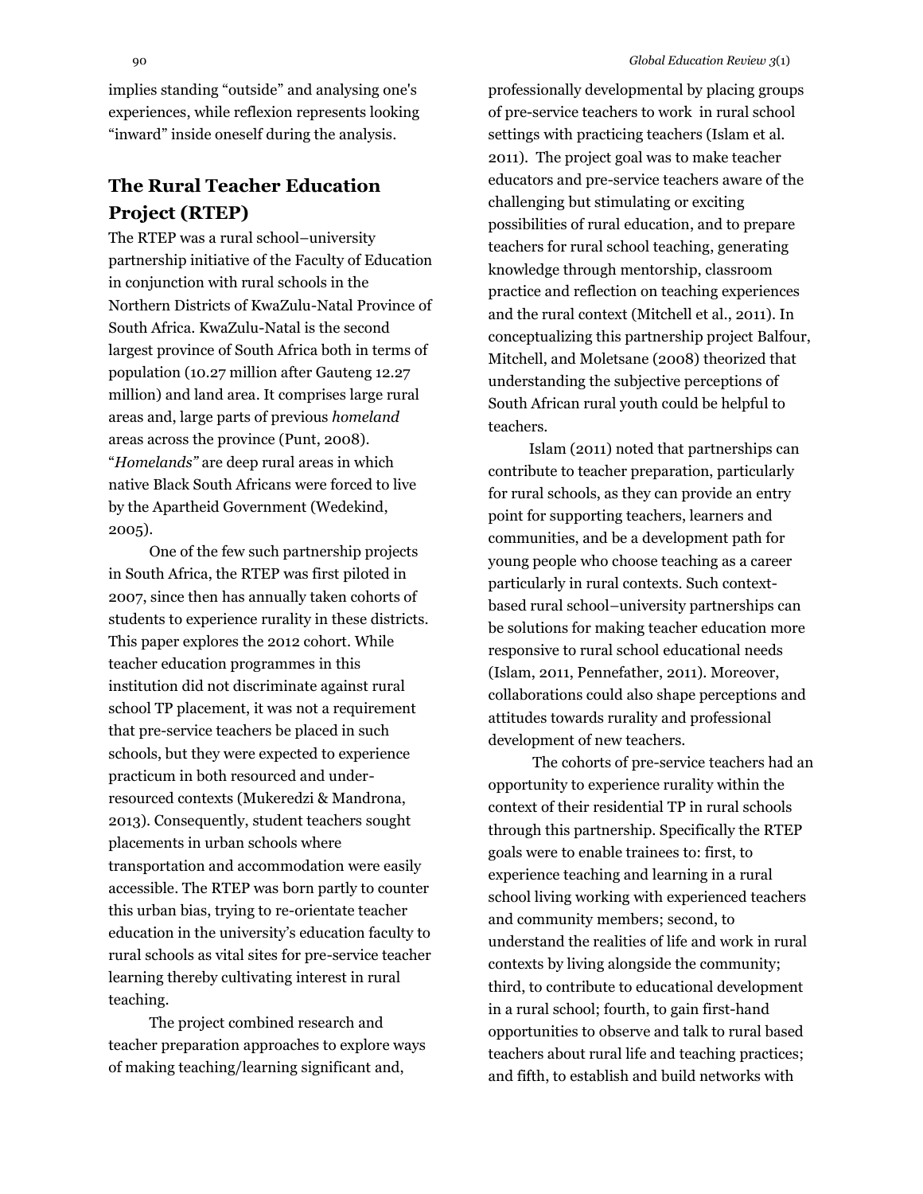implies standing "outside" and analysing one's experiences, while reflexion represents looking "inward" inside oneself during the analysis.

## The Rural Teacher Education Project (RTEP)

The RTEP was a rural school–university partnership initiative of the Faculty of Education in conjunction with rural schools in the Northern Districts of KwaZulu-Natal Province of South Africa. KwaZulu-Natal is the second largest province of South Africa both in terms of population (10.27 million after Gauteng 12.27 million) and land area. It comprises large rural areas and, large parts of previous *homeland* areas across the province (Punt, 2008). "*Homelands"* are deep rural areas in which native Black South Africans were forced to live by the Apartheid Government (Wedekind, 2005).

One of the few such partnership projects in South Africa, the RTEP was first piloted in 2007, since then has annually taken cohorts of students to experience rurality in these districts. This paper explores the 2012 cohort. While teacher education programmes in this institution did not discriminate against rural school TP placement, it was not a requirement that pre-service teachers be placed in such schools, but they were expected to experience practicum in both resourced and under-resourced contexts (Mukeredzi & Mandrona, 2013). Consequently, student teachers sought placements in urban schools where transportation and accommodation were easily accessible. The RTEP was born partly to counter this urban bias, trying to re-orientate teacher education in the university's education faculty to rural schools as vital sites for pre-service teacher learning thereby cultivating interest in rural teaching.

The project combined research and teacher preparation approaches to explore ways of making teaching/learning significant and, professionally developmental by placing groups of pre-service teachers to work in rural school settings with practicing teachers (Islam et al. 2011). The project goal was to make teacher educators and pre-service teachers aware of the challenging but stimulating or exciting possibilities of rural education, and to prepare teachers for rural school teaching, generating knowledge through mentorship, classroom practice and reflection on teaching experiences and the rural context (Mitchell et al., 2011). In conceptualizing this partnership project Balfour, Mitchell, and Moletsane (2008) theorized that understanding the subjective perceptions of South African rural youth could be helpful to teachers.

Islam (2011) noted that partnerships can contribute to teacher preparation, particularly for rural schools, as they can provide an entry point for supporting teachers, learners and communities, and be a development path for young people who choose teaching as a career particularly in rural contexts. Such context-based rural school–university partnerships can be solutions for making teacher education more responsive to rural school educational needs (Islam, 2011, Pennefather, 2011). Moreover, collaborations could also shape perceptions and attitudes towards rurality and professional development of new teachers.

The cohorts of pre-service teachers had an opportunity to experience rurality within the context of their residential TP in rural schools through this partnership. Specifically the RTEP goals were to enable trainees to: first, to experience teaching and learning in a rural school living working with experienced teachers and community members; second, to understand the realities of life and work in rural contexts by living alongside the community; third, to contribute to educational development in a rural school; fourth, to gain first-hand opportunities to observe and talk to rural based teachers about rural life and teaching practices; and fifth, to establish and build networks with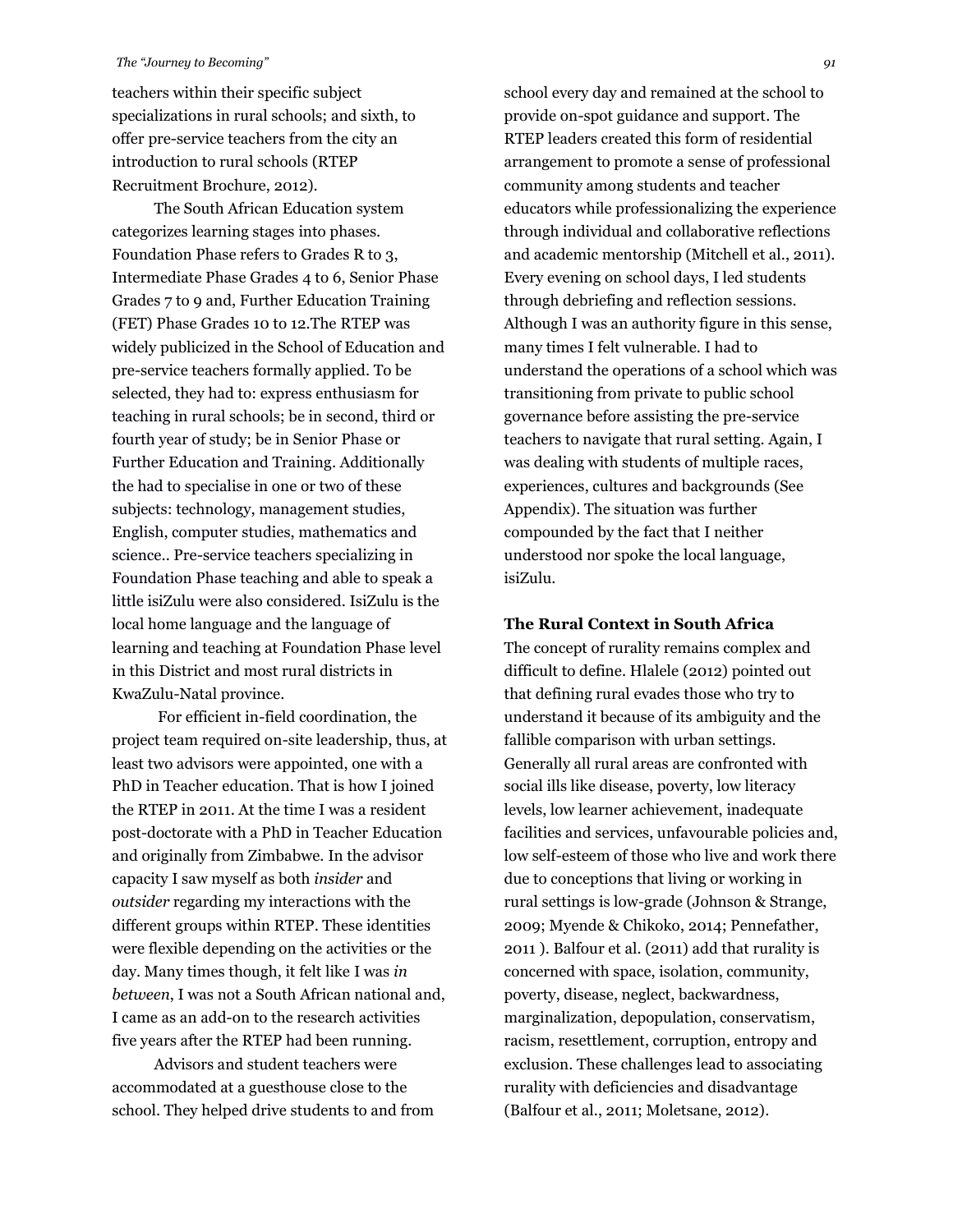teachers within their specific subject specializations in rural schools; and sixth, to offer pre-service teachers from the city an introduction to rural schools (RTEP Recruitment Brochure, 2012).

The South African Education system categorizes learning stages into phases. Foundation Phase refers to Grades R to 3, Intermediate Phase Grades 4 to 6, Senior Phase Grades 7 to 9 and, Further Education Training (FET) Phase Grades 10 to 12.The RTEP was widely publicized in the School of Education and pre-service teachers formally applied. To be selected, they had to: express enthusiasm for teaching in rural schools; be in second, third or fourth year of study; be in Senior Phase or Further Education and Training. Additionally the had to specialise in one or two of these subjects: technology, management studies, English, computer studies, mathematics and science.. Pre-service teachers specializing in Foundation Phase teaching and able to speak a little isiZulu were also considered. IsiZulu is the local home language and the language of learning and teaching at Foundation Phase level in this District and most rural districts in KwaZulu-Natal province.

For efficient in-field coordination, the project team required on-site leadership, thus, at least two advisors were appointed, one with a PhD in Teacher education. That is how I joined the RTEP in 2011. At the time I was a resident post-doctorate with a PhD in Teacher Education and originally from Zimbabwe. In the advisor capacity I saw myself as both *insider* and *outsider* regarding my interactions with the different groups within RTEP. These identities were flexible depending on the activities or the day. Many times though, it felt like I was *in between*, I was not a South African national and, I came as an add-on to the research activities five years after the RTEP had been running.

Advisors and student teachers were accommodated at a guesthouse close to the school. They helped drive students to and from school every day and remained at the school to provide on-spot guidance and support. The RTEP leaders created this form of residential arrangement to promote a sense of professional community among students and teacher educators while professionalizing the experience through individual and collaborative reflections and academic mentorship (Mitchell et al., 2011). Every evening on school days, I led students through debriefing and reflection sessions. Although I was an authority figure in this sense, many times I felt vulnerable. I had to understand the operations of a school which was transitioning from private to public school governance before assisting the pre-service teachers to navigate that rural setting. Again, I was dealing with students of multiple races, experiences, cultures and backgrounds (See Appendix). The situation was further compounded by the fact that I neither understood nor spoke the local language, isiZulu.

## The Rural Context in South Africa

The concept of rurality remains complex and difficult to define. Hlalele (2012) pointed out that defining rural evades those who try to understand it because of its ambiguity and the fallible comparison with urban settings. Generally all rural areas are confronted with social ills like disease, poverty, low literacy levels, low learner achievement, inadequate facilities and services, unfavourable policies and, low self-esteem of those who live and work there due to conceptions that living or working in rural settings is low-grade (Johnson & Strange, 2009; Myende & Chikoko, 2014; Pennefather, 2011 ). Balfour et al. (2011) add that rurality is concerned with space, isolation, community, poverty, disease, neglect, backwardness, marginalization, depopulation, conservatism, racism, resettlement, corruption, entropy and exclusion. These challenges lead to associating rurality with deficiencies and disadvantage (Balfour et al., 2011; Moletsane, 2012).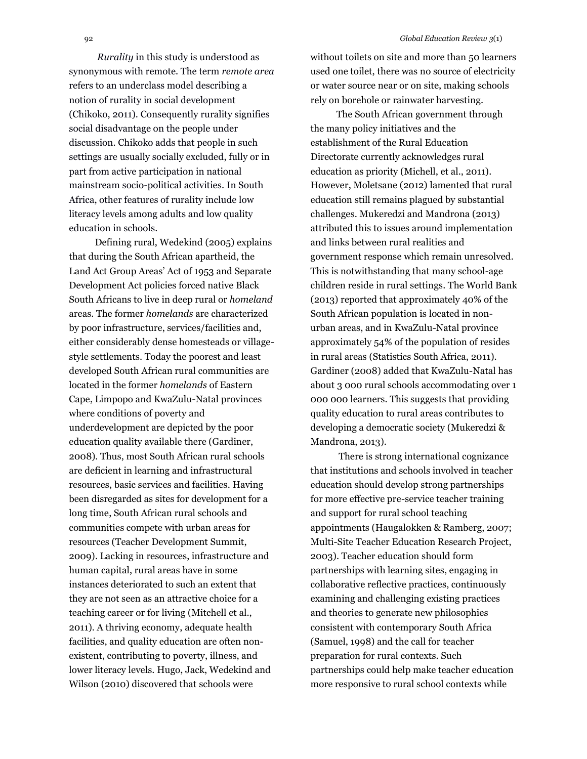*Rurality* in this study is understood as synonymous with remote. The term *remote area* refers to an underclass model describing a notion of rurality in social development (Chikoko, 2011). Consequently rurality signifies social disadvantage on the people under discussion. Chikoko adds that people in such settings are usually socially excluded, fully or in part from active participation in national mainstream socio-political activities. In South Africa, other features of rurality include low literacy levels among adults and low quality education in schools.

Defining rural, Wedekind (2005) explains that during the South African apartheid, the Land Act Group Areas' Act of 1953 and Separate Development Act policies forced native Black South Africans to live in deep rural or *homeland* areas. The former *homelands* are characterized by poor infrastructure, services/facilities and, either considerably dense homesteads or village-style settlements. Today the poorest and least developed South African rural communities are located in the former *homelands* of Eastern Cape, Limpopo and KwaZulu-Natal provinces where conditions of poverty and underdevelopment are depicted by the poor education quality available there (Gardiner, 2008). Thus, most South African rural schools are deficient in learning and infrastructural resources, basic services and facilities. Having been disregarded as sites for development for a long time, South African rural schools and communities compete with urban areas for resources (Teacher Development Summit, 2009). Lacking in resources, infrastructure and human capital, rural areas have in some instances deteriorated to such an extent that they are not seen as an attractive choice for a teaching career or for living (Mitchell et al., 2011). A thriving economy, adequate health facilities, and quality education are often non-existent, contributing to poverty, illness, and lower literacy levels. Hugo, Jack, Wedekind and Wilson (2010) discovered that schools were without toilets on site and more than 50 learners used one toilet, there was no source of electricity or water source near or on site, making schools rely on borehole or rainwater harvesting.

The South African government through the many policy initiatives and the establishment of the Rural Education Directorate currently acknowledges rural education as priority (Michell, et al., 2011). However, Moletsane (2012) lamented that rural education still remains plagued by substantial challenges. Mukeredzi and Mandrona (2013) attributed this to issues around implementation and links between rural realities and government response which remain unresolved. This is notwithstanding that many school-age children reside in rural settings. The World Bank (2013) reported that approximately 40% of the South African population is located in non-urban areas, and in KwaZulu-Natal province approximately 54% of the population of resides in rural areas (Statistics South Africa, 2011). Gardiner (2008) added that KwaZulu-Natal has about 3 000 rural schools accommodating over 1 000 000 learners. This suggests that providing quality education to rural areas contributes to developing a democratic society (Mukeredzi & Mandrona, 2013).

There is strong international cognizance that institutions and schools involved in teacher education should develop strong partnerships for more effective pre-service teacher training and support for rural school teaching appointments (Haugalokken & Ramberg, 2007; Multi-Site Teacher Education Research Project, 2003). Teacher education should form partnerships with learning sites, engaging in collaborative reflective practices, continuously examining and challenging existing practices and theories to generate new philosophies consistent with contemporary South Africa (Samuel, 1998) and the call for teacher preparation for rural contexts. Such partnerships could help make teacher education more responsive to rural school contexts while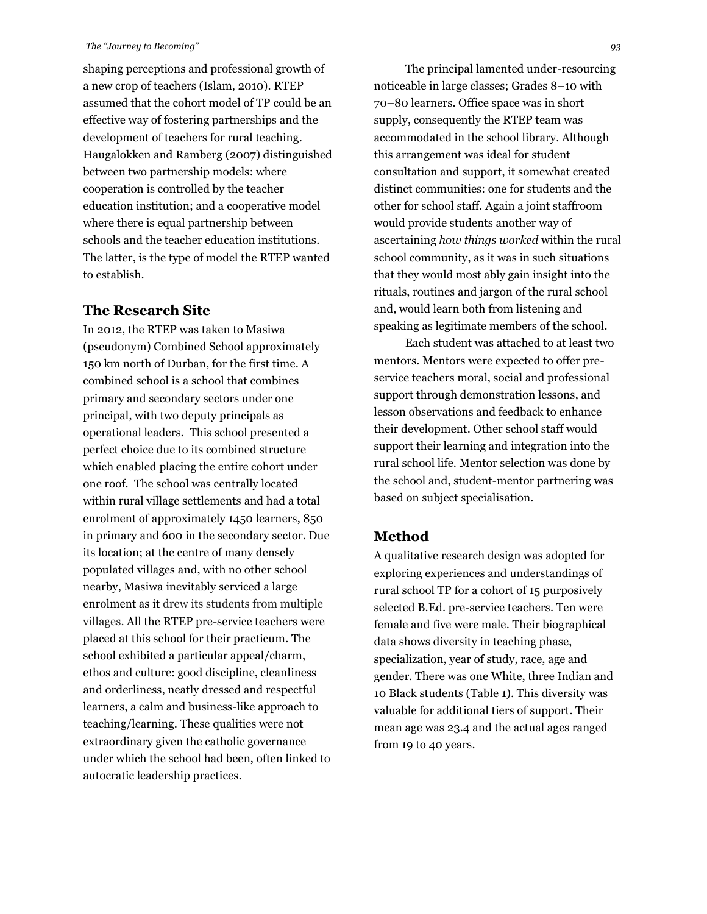shaping perceptions and professional growth of a new crop of teachers (Islam, 2010). RTEP assumed that the cohort model of TP could be an effective way of fostering partnerships and the development of teachers for rural teaching. Haugalokken and Ramberg (2007) distinguished between two partnership models: where cooperation is controlled by the teacher education institution; and a cooperative model where there is equal partnership between schools and the teacher education institutions. The latter, is the type of model the RTEP wanted to establish.

## The Research Site

In 2012, the RTEP was taken to Masiwa (pseudonym) Combined School approximately 150 km north of Durban, for the first time. A combined school is a school that combines primary and secondary sectors under one principal, with two deputy principals as operational leaders. This school presented a perfect choice due to its combined structure which enabled placing the entire cohort under one roof. The school was centrally located within rural village settlements and had a total enrolment of approximately 1450 learners, 850 in primary and 600 in the secondary sector. Due its location; at the centre of many densely populated villages and, with no other school nearby, Masiwa inevitably serviced a large enrolment as it drew its students from multiple villages. All the RTEP pre-service teachers were placed at this school for their practicum. The school exhibited a particular appeal/charm, ethos and culture: good discipline, cleanliness and orderliness, neatly dressed and respectful learners, a calm and business-like approach to teaching/learning. These qualities were not extraordinary given the catholic governance under which the school had been, often linked to autocratic leadership practices.

The principal lamented under-resourcing noticeable in large classes; Grades 8–10 with 70–80 learners. Office space was in short supply, consequently the RTEP team was accommodated in the school library. Although this arrangement was ideal for student consultation and support, it somewhat created distinct communities: one for students and the other for school staff. Again a joint staffroom would provide students another way of ascertaining *how things worked* within the rural school community, as it was in such situations that they would most ably gain insight into the rituals, routines and jargon of the rural school and, would learn both from listening and speaking as legitimate members of the school.

Each student was attached to at least two mentors. Mentors were expected to offer pre-service teachers moral, social and professional support through demonstration lessons, and lesson observations and feedback to enhance their development. Other school staff would support their learning and integration into the rural school life. Mentor selection was done by the school and, student-mentor partnering was based on subject specialisation.

## Method

A qualitative research design was adopted for exploring experiences and understandings of rural school TP for a cohort of 15 purposively selected B.Ed. pre-service teachers. Ten were female and five were male. Their biographical data shows diversity in teaching phase, specialization, year of study, race, age and gender. There was one White, three Indian and 10 Black students (Table 1). This diversity was valuable for additional tiers of support. Their mean age was 23.4 and the actual ages ranged from 19 to 40 years.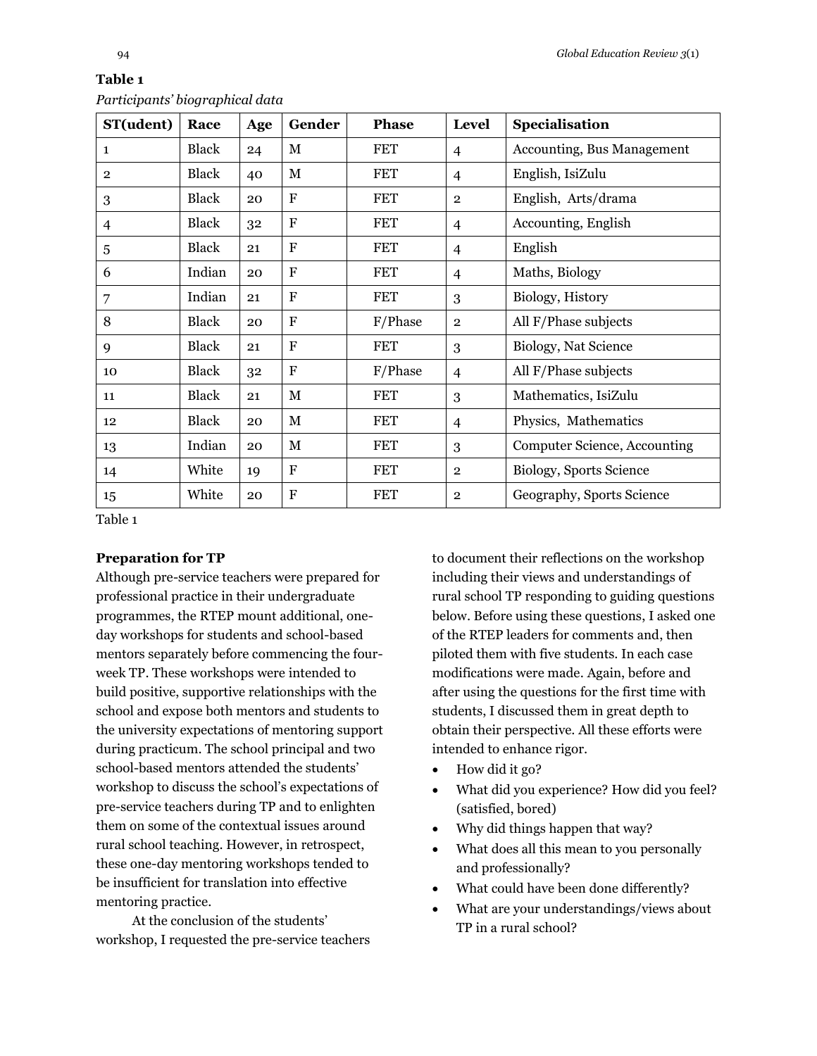**Table 1**

*Participants' biographical data*

| ST(udent) | Race | Age | Gender | Phase | Level | Specialisation |
|---|---|---|---|---|---|---|
| 1 | Black | 24 | M | FET | 4 | Accounting, Bus Management |
| 2 | Black | 40 | M | FET | 4 | English, IsiZulu |
| 3 | Black | 20 | F | FET | 2 | English, Arts/drama |
| 4 | Black | 32 | F | FET | 4 | Accounting, English |
| 5 | Black | 21 | F | FET | 4 | English |
| 6 | Indian | 20 | F | FET | 4 | Maths, Biology |
| 7 | Indian | 21 | F | FET | 3 | Biology, History |
| 8 | Black | 20 | F | F/Phase | 2 | All F/Phase subjects |
| 9 | Black | 21 | F | FET | 3 | Biology, Nat Science |
| 10 | Black | 32 | F | F/Phase | 4 | All F/Phase subjects |
| 11 | Black | 21 | M | FET | 3 | Mathematics, IsiZulu |
| 12 | Black | 20 | M | FET | 4 | Physics, Mathematics |
| 13 | Indian | 20 | M | FET | 3 | Computer Science, Accounting |
| 14 | White | 19 | F | FET | 2 | Biology, Sports Science |
| 15 | White | 20 | F | FET | 2 | Geography, Sports Science |

Table 1

**Preparation for TP**

Although pre-service teachers were prepared for professional practice in their undergraduate programmes, the RTEP mount additional, one-day workshops for students and school-based mentors separately before commencing the four-week TP. These workshops were intended to build positive, supportive relationships with the school and expose both mentors and students to the university expectations of mentoring support during practicum. The school principal and two school-based mentors attended the students' workshop to discuss the school's expectations of pre-service teachers during TP and to enlighten them on some of the contextual issues around rural school teaching. However, in retrospect, these one-day mentoring workshops tended to be insufficient for translation into effective mentoring practice.

At the conclusion of the students' workshop, I requested the pre-service teachers to document their reflections on the workshop including their views and understandings of rural school TP responding to guiding questions below. Before using these questions, I asked one of the RTEP leaders for comments and, then piloted them with five students. In each case modifications were made. Again, before and after using the questions for the first time with students, I discussed them in great depth to obtain their perspective. All these efforts were intended to enhance rigor.

- How did it go?
- What did you experience? How did you feel? (satisfied, bored)
- Why did things happen that way?
- What does all this mean to you personally and professionally?
- What could have been done differently?
- What are your understandings/views about TP in a rural school?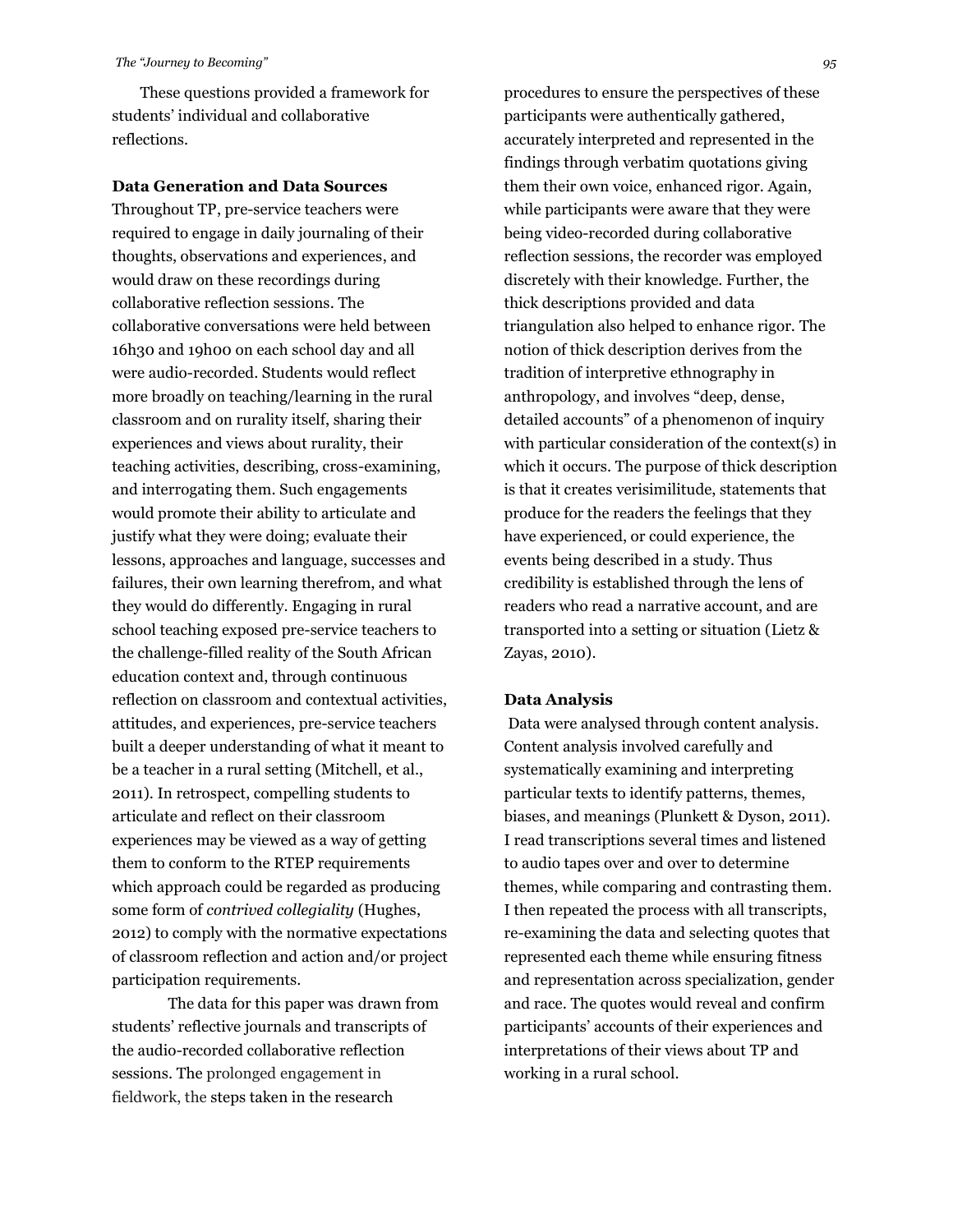These questions provided a framework for students' individual and collaborative reflections.

### Data Generation and Data Sources

Throughout TP, pre-service teachers were required to engage in daily journaling of their thoughts, observations and experiences, and would draw on these recordings during collaborative reflection sessions. The collaborative conversations were held between 16h30 and 19h00 on each school day and all were audio-recorded. Students would reflect more broadly on teaching/learning in the rural classroom and on rurality itself, sharing their experiences and views about rurality, their teaching activities, describing, cross-examining, and interrogating them. Such engagements would promote their ability to articulate and justify what they were doing; evaluate their lessons, approaches and language, successes and failures, their own learning therefrom, and what they would do differently. Engaging in rural school teaching exposed pre-service teachers to the challenge-filled reality of the South African education context and, through continuous reflection on classroom and contextual activities, attitudes, and experiences, pre-service teachers built a deeper understanding of what it meant to be a teacher in a rural setting (Mitchell, et al., 2011). In retrospect, compelling students to articulate and reflect on their classroom experiences may be viewed as a way of getting them to conform to the RTEP requirements which approach could be regarded as producing some form of *contrived collegiality* (Hughes, 2012) to comply with the normative expectations of classroom reflection and action and/or project participation requirements.

The data for this paper was drawn from students' reflective journals and transcripts of the audio-recorded collaborative reflection sessions. The prolonged engagement in fieldwork, the steps taken in the research procedures to ensure the perspectives of these participants were authentically gathered, accurately interpreted and represented in the findings through verbatim quotations giving them their own voice, enhanced rigor. Again, while participants were aware that they were being video-recorded during collaborative reflection sessions, the recorder was employed discretely with their knowledge. Further, the thick descriptions provided and data triangulation also helped to enhance rigor. The notion of thick description derives from the tradition of interpretive ethnography in anthropology, and involves "deep, dense, detailed accounts" of a phenomenon of inquiry with particular consideration of the context(s) in which it occurs. The purpose of thick description is that it creates verisimilitude, statements that produce for the readers the feelings that they have experienced, or could experience, the events being described in a study. Thus credibility is established through the lens of readers who read a narrative account, and are transported into a setting or situation (Lietz & Zayas, 2010).

### Data Analysis

Data were analysed through content analysis. Content analysis involved carefully and systematically examining and interpreting particular texts to identify patterns, themes, biases, and meanings (Plunkett & Dyson, 2011). I read transcriptions several times and listened to audio tapes over and over to determine themes, while comparing and contrasting them. I then repeated the process with all transcripts, re-examining the data and selecting quotes that represented each theme while ensuring fitness and representation across specialization, gender and race. The quotes would reveal and confirm participants' accounts of their experiences and interpretations of their views about TP and working in a rural school.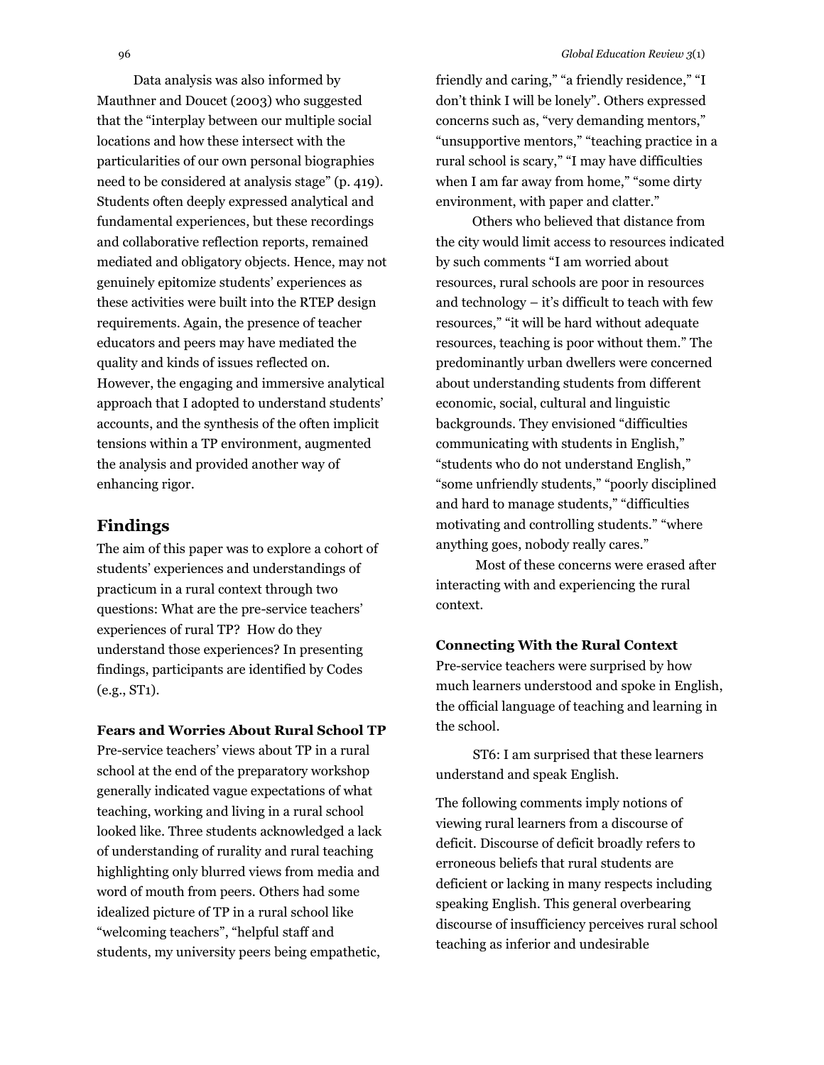Data analysis was also informed by Mauthner and Doucet (2003) who suggested that the "interplay between our multiple social locations and how these intersect with the particularities of our own personal biographies need to be considered at analysis stage" (p. 419). Students often deeply expressed analytical and fundamental experiences, but these recordings and collaborative reflection reports, remained mediated and obligatory objects. Hence, may not genuinely epitomize students' experiences as these activities were built into the RTEP design requirements. Again, the presence of teacher educators and peers may have mediated the quality and kinds of issues reflected on. However, the engaging and immersive analytical approach that I adopted to understand students' accounts, and the synthesis of the often implicit tensions within a TP environment, augmented the analysis and provided another way of enhancing rigor.

## Findings

The aim of this paper was to explore a cohort of students' experiences and understandings of practicum in a rural context through two questions: What are the pre-service teachers' experiences of rural TP? How do they understand those experiences? In presenting findings, participants are identified by Codes (e.g., ST1).

### Fears and Worries About Rural School TP

Pre-service teachers' views about TP in a rural school at the end of the preparatory workshop generally indicated vague expectations of what teaching, working and living in a rural school looked like. Three students acknowledged a lack of understanding of rurality and rural teaching highlighting only blurred views from media and word of mouth from peers. Others had some idealized picture of TP in a rural school like "welcoming teachers", "helpful staff and students, my university peers being empathetic, friendly and caring," "a friendly residence," "I don't think I will be lonely". Others expressed concerns such as, "very demanding mentors," "unsupportive mentors," "teaching practice in a rural school is scary," "I may have difficulties when I am far away from home," "some dirty environment, with paper and clatter."

Others who believed that distance from the city would limit access to resources indicated by such comments "I am worried about resources, rural schools are poor in resources and technology – it's difficult to teach with few resources," "it will be hard without adequate resources, teaching is poor without them." The predominantly urban dwellers were concerned about understanding students from different economic, social, cultural and linguistic backgrounds. They envisioned "difficulties communicating with students in English," "students who do not understand English," "some unfriendly students," "poorly disciplined and hard to manage students," "difficulties motivating and controlling students." "where anything goes, nobody really cares."

Most of these concerns were erased after interacting with and experiencing the rural context.

### Connecting With the Rural Context

Pre-service teachers were surprised by how much learners understood and spoke in English, the official language of teaching and learning in the school.

ST6: I am surprised that these learners understand and speak English.

The following comments imply notions of viewing rural learners from a discourse of deficit. Discourse of deficit broadly refers to erroneous beliefs that rural students are deficient or lacking in many respects including speaking English. This general overbearing discourse of insufficiency perceives rural school teaching as inferior and undesirable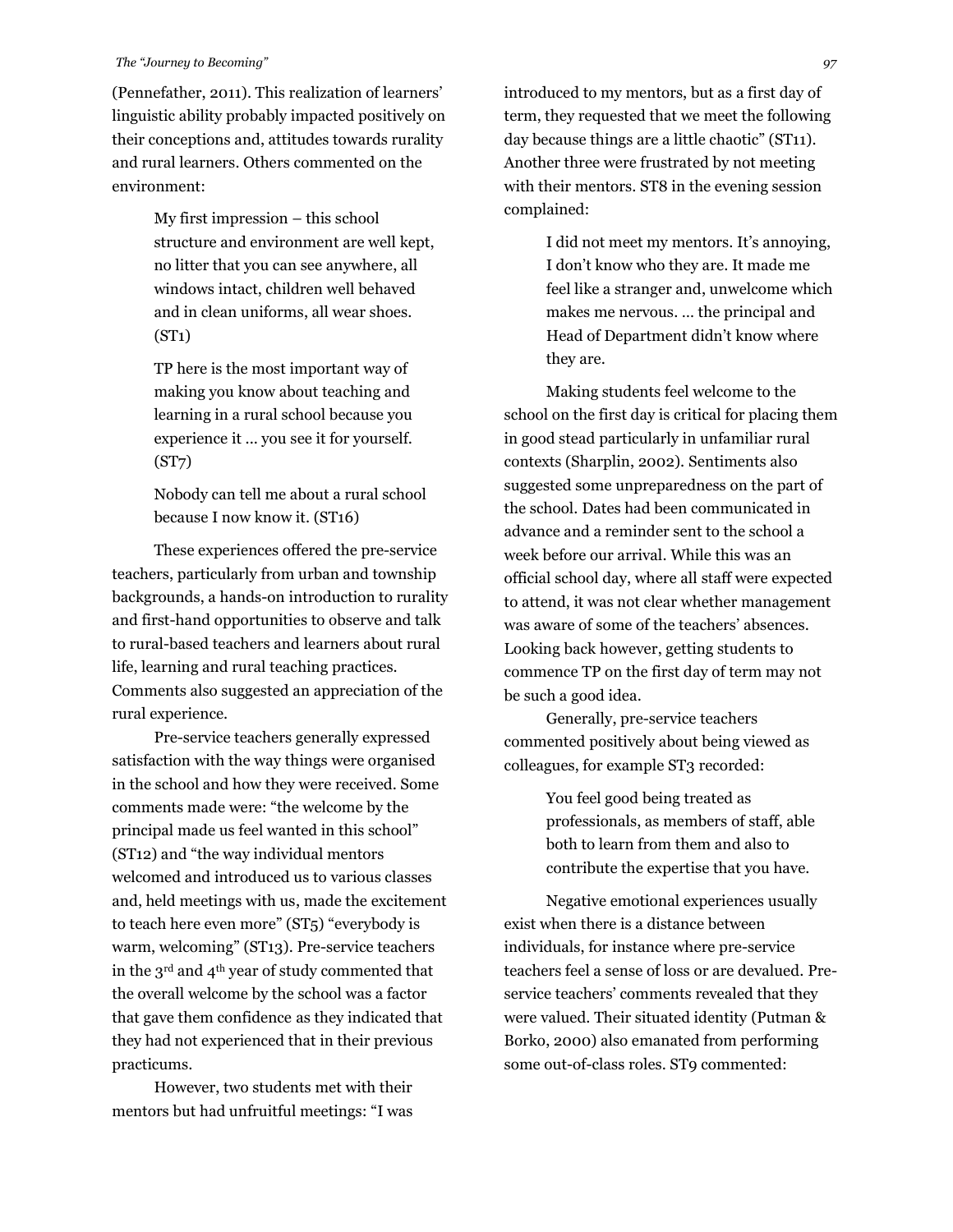(Pennefather, 2011). This realization of learners' linguistic ability probably impacted positively on their conceptions and, attitudes towards rurality and rural learners. Others commented on the environment:

> My first impression – this school structure and environment are well kept, no litter that you can see anywhere, all windows intact, children well behaved and in clean uniforms, all wear shoes. (ST1)

> TP here is the most important way of making you know about teaching and learning in a rural school because you experience it … you see it for yourself. (ST7)

> Nobody can tell me about a rural school because I now know it. (ST16)

These experiences offered the pre-service teachers, particularly from urban and township backgrounds, a hands-on introduction to rurality and first-hand opportunities to observe and talk to rural-based teachers and learners about rural life, learning and rural teaching practices. Comments also suggested an appreciation of the rural experience.

Pre-service teachers generally expressed satisfaction with the way things were organised in the school and how they were received. Some comments made were: "the welcome by the principal made us feel wanted in this school" (ST12) and "the way individual mentors welcomed and introduced us to various classes and, held meetings with us, made the excitement to teach here even more" (ST5) "everybody is warm, welcoming" (ST13). Pre-service teachers in the 3rd and 4th year of study commented that the overall welcome by the school was a factor that gave them confidence as they indicated that they had not experienced that in their previous practicums.

However, two students met with their mentors but had unfruitful meetings: "I was introduced to my mentors, but as a first day of term, they requested that we meet the following day because things are a little chaotic" (ST11). Another three were frustrated by not meeting with their mentors. ST8 in the evening session complained:

> I did not meet my mentors. It's annoying, I don't know who they are. It made me feel like a stranger and, unwelcome which makes me nervous. … the principal and Head of Department didn't know where they are.

Making students feel welcome to the school on the first day is critical for placing them in good stead particularly in unfamiliar rural contexts (Sharplin, 2002). Sentiments also suggested some unpreparedness on the part of the school. Dates had been communicated in advance and a reminder sent to the school a week before our arrival. While this was an official school day, where all staff were expected to attend, it was not clear whether management was aware of some of the teachers' absences. Looking back however, getting students to commence TP on the first day of term may not be such a good idea.

Generally, pre-service teachers commented positively about being viewed as colleagues, for example ST3 recorded:

> You feel good being treated as professionals, as members of staff, able both to learn from them and also to contribute the expertise that you have.

Negative emotional experiences usually exist when there is a distance between individuals, for instance where pre-service teachers feel a sense of loss or are devalued. Pre-service teachers' comments revealed that they were valued. Their situated identity (Putman & Borko, 2000) also emanated from performing some out-of-class roles. ST9 commented: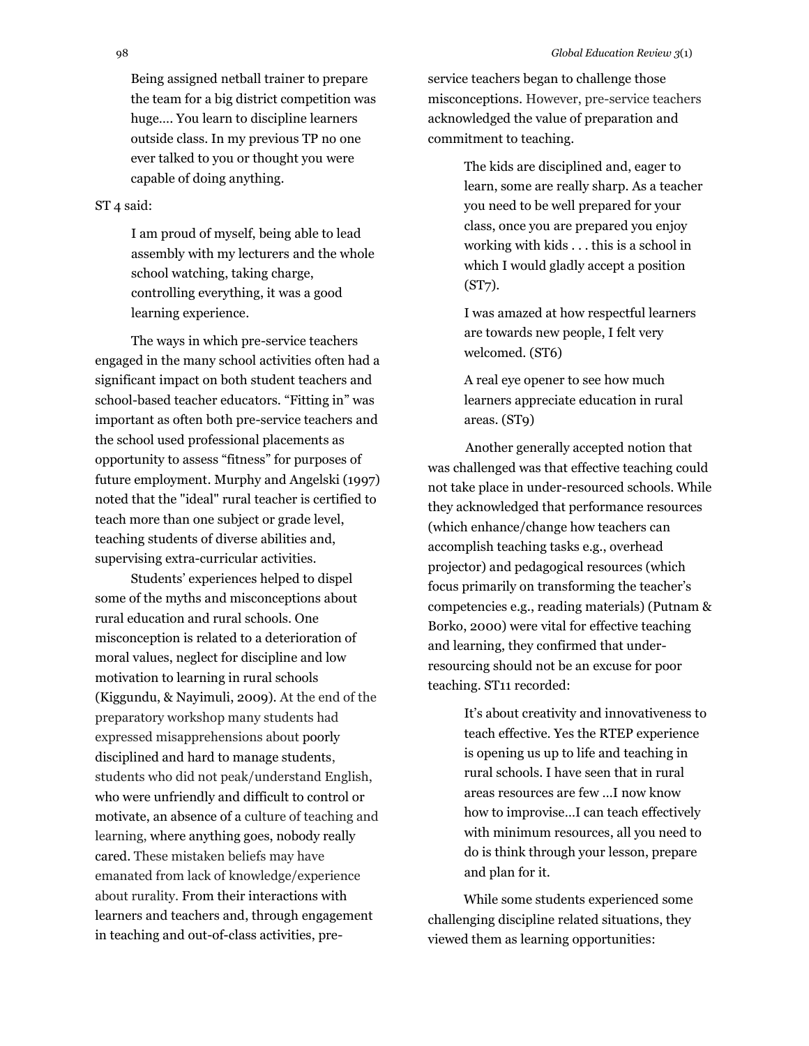> Being assigned netball trainer to prepare the team for a big district competition was huge.... You learn to discipline learners outside class. In my previous TP no one ever talked to you or thought you were capable of doing anything.

ST 4 said:

> I am proud of myself, being able to lead assembly with my lecturers and the whole school watching, taking charge, controlling everything, it was a good learning experience.

The ways in which pre-service teachers engaged in the many school activities often had a significant impact on both student teachers and school-based teacher educators. "Fitting in" was important as often both pre-service teachers and the school used professional placements as opportunity to assess "fitness" for purposes of future employment. Murphy and Angelski (1997) noted that the "ideal" rural teacher is certified to teach more than one subject or grade level, teaching students of diverse abilities and, supervising extra-curricular activities.

Students' experiences helped to dispel some of the myths and misconceptions about rural education and rural schools. One misconception is related to a deterioration of moral values, neglect for discipline and low motivation to learning in rural schools (Kiggundu, & Nayimuli, 2009). At the end of the preparatory workshop many students had expressed misapprehensions about poorly disciplined and hard to manage students, students who did not peak/understand English, who were unfriendly and difficult to control or motivate, an absence of a culture of teaching and learning, where anything goes, nobody really cared. These mistaken beliefs may have emanated from lack of knowledge/experience about rurality. From their interactions with learners and teachers and, through engagement in teaching and out-of-class activities, pre-service teachers began to challenge those misconceptions. However, pre-service teachers acknowledged the value of preparation and commitment to teaching.

> The kids are disciplined and, eager to learn, some are really sharp. As a teacher you need to be well prepared for your class, once you are prepared you enjoy working with kids . . . this is a school in which I would gladly accept a position (ST7).

> I was amazed at how respectful learners are towards new people, I felt very welcomed. (ST6)

> A real eye opener to see how much learners appreciate education in rural areas. (ST9)

Another generally accepted notion that was challenged was that effective teaching could not take place in under-resourced schools. While they acknowledged that performance resources (which enhance/change how teachers can accomplish teaching tasks e.g., overhead projector) and pedagogical resources (which focus primarily on transforming the teacher's competencies e.g., reading materials) (Putnam & Borko, 2000) were vital for effective teaching and learning, they confirmed that under-resourcing should not be an excuse for poor teaching. ST11 recorded:

> It's about creativity and innovativeness to teach effective. Yes the RTEP experience is opening us up to life and teaching in rural schools. I have seen that in rural areas resources are few ...I now know how to improvise...I can teach effectively with minimum resources, all you need to do is think through your lesson, prepare and plan for it.

While some students experienced some challenging discipline related situations, they viewed them as learning opportunities: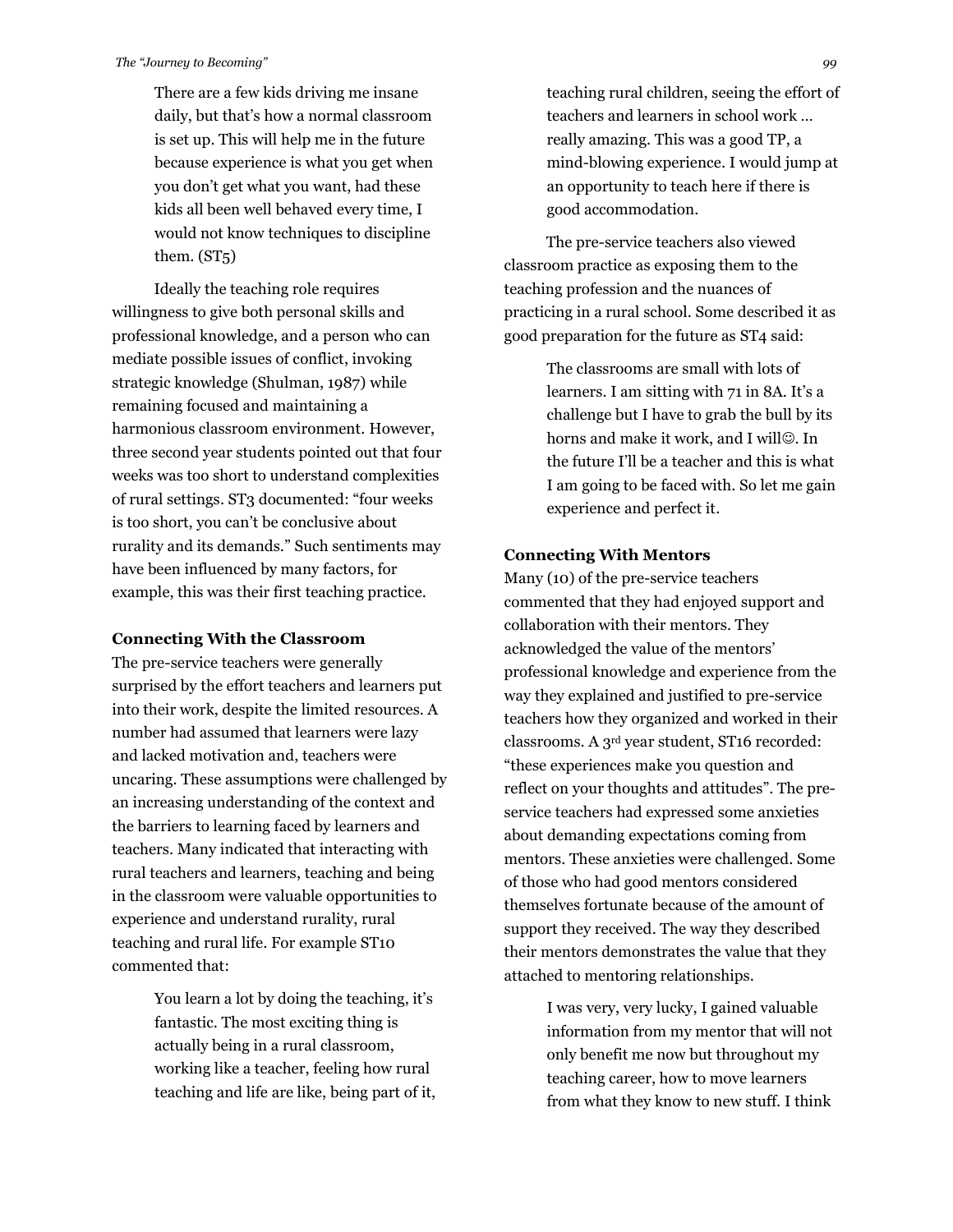> There are a few kids driving me insane daily, but that's how a normal classroom is set up. This will help me in the future because experience is what you get when you don't get what you want, had these kids all been well behaved every time, I would not know techniques to discipline them. (ST5)

Ideally the teaching role requires willingness to give both personal skills and professional knowledge, and a person who can mediate possible issues of conflict, invoking strategic knowledge (Shulman, 1987) while remaining focused and maintaining a harmonious classroom environment. However, three second year students pointed out that four weeks was too short to understand complexities of rural settings. ST3 documented: "four weeks is too short, you can't be conclusive about rurality and its demands." Such sentiments may have been influenced by many factors, for example, this was their first teaching practice.

### Connecting With the Classroom

The pre-service teachers were generally surprised by the effort teachers and learners put into their work, despite the limited resources. A number had assumed that learners were lazy and lacked motivation and, teachers were uncaring. These assumptions were challenged by an increasing understanding of the context and the barriers to learning faced by learners and teachers. Many indicated that interacting with rural teachers and learners, teaching and being in the classroom were valuable opportunities to experience and understand rurality, rural teaching and rural life. For example ST10 commented that:

> You learn a lot by doing the teaching, it's fantastic. The most exciting thing is actually being in a rural classroom, working like a teacher, feeling how rural teaching and life are like, being part of it, teaching rural children, seeing the effort of teachers and learners in school work … really amazing. This was a good TP, a mind-blowing experience. I would jump at an opportunity to teach here if there is good accommodation.

The pre-service teachers also viewed classroom practice as exposing them to the teaching profession and the nuances of practicing in a rural school. Some described it as good preparation for the future as ST4 said:

> The classrooms are small with lots of learners. I am sitting with 71 in 8A. It's a challenge but I have to grab the bull by its horns and make it work, and I will☺. In the future I'll be a teacher and this is what I am going to be faced with. So let me gain experience and perfect it.

### Connecting With Mentors

Many (10) of the pre-service teachers commented that they had enjoyed support and collaboration with their mentors. They acknowledged the value of the mentors' professional knowledge and experience from the way they explained and justified to pre-service teachers how they organized and worked in their classrooms. A 3rd year student, ST16 recorded: "these experiences make you question and reflect on your thoughts and attitudes". The pre-service teachers had expressed some anxieties about demanding expectations coming from mentors. These anxieties were challenged. Some of those who had good mentors considered themselves fortunate because of the amount of support they received. The way they described their mentors demonstrates the value that they attached to mentoring relationships.

> I was very, very lucky, I gained valuable information from my mentor that will not only benefit me now but throughout my teaching career, how to move learners from what they know to new stuff. I think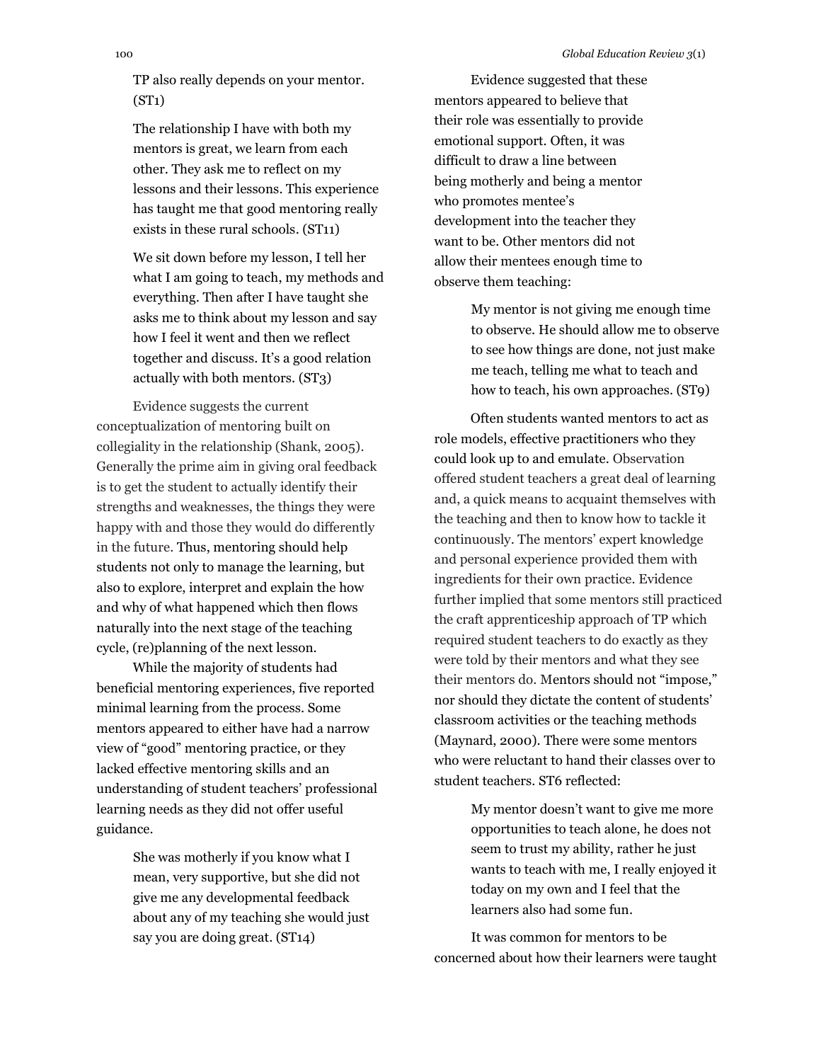TP also really depends on your mentor. (ST1)

The relationship I have with both my mentors is great, we learn from each other. They ask me to reflect on my lessons and their lessons. This experience has taught me that good mentoring really exists in these rural schools. (ST11)

We sit down before my lesson, I tell her what I am going to teach, my methods and everything. Then after I have taught she asks me to think about my lesson and say how I feel it went and then we reflect together and discuss. It's a good relation actually with both mentors. (ST3)

Evidence suggests the current conceptualization of mentoring built on collegiality in the relationship (Shank, 2005). Generally the prime aim in giving oral feedback is to get the student to actually identify their strengths and weaknesses, the things they were happy with and those they would do differently in the future. Thus, mentoring should help students not only to manage the learning, but also to explore, interpret and explain the how and why of what happened which then flows naturally into the next stage of the teaching cycle, (re)planning of the next lesson.

While the majority of students had beneficial mentoring experiences, five reported minimal learning from the process. Some mentors appeared to either have had a narrow view of "good" mentoring practice, or they lacked effective mentoring skills and an understanding of student teachers' professional learning needs as they did not offer useful guidance.

> She was motherly if you know what I mean, very supportive, but she did not give me any developmental feedback about any of my teaching she would just say you are doing great. (ST14)

Evidence suggested that these mentors appeared to believe that their role was essentially to provide emotional support. Often, it was difficult to draw a line between being motherly and being a mentor who promotes mentee's development into the teacher they want to be. Other mentors did not allow their mentees enough time to observe them teaching:

> My mentor is not giving me enough time to observe. He should allow me to observe to see how things are done, not just make me teach, telling me what to teach and how to teach, his own approaches. (ST9)

Often students wanted mentors to act as role models, effective practitioners who they could look up to and emulate. Observation offered student teachers a great deal of learning and, a quick means to acquaint themselves with the teaching and then to know how to tackle it continuously. The mentors' expert knowledge and personal experience provided them with ingredients for their own practice. Evidence further implied that some mentors still practiced the craft apprenticeship approach of TP which required student teachers to do exactly as they were told by their mentors and what they see their mentors do. Mentors should not "impose," nor should they dictate the content of students' classroom activities or the teaching methods (Maynard, 2000). There were some mentors who were reluctant to hand their classes over to student teachers. ST6 reflected:

> My mentor doesn't want to give me more opportunities to teach alone, he does not seem to trust my ability, rather he just wants to teach with me, I really enjoyed it today on my own and I feel that the learners also had some fun.

It was common for mentors to be concerned about how their learners were taught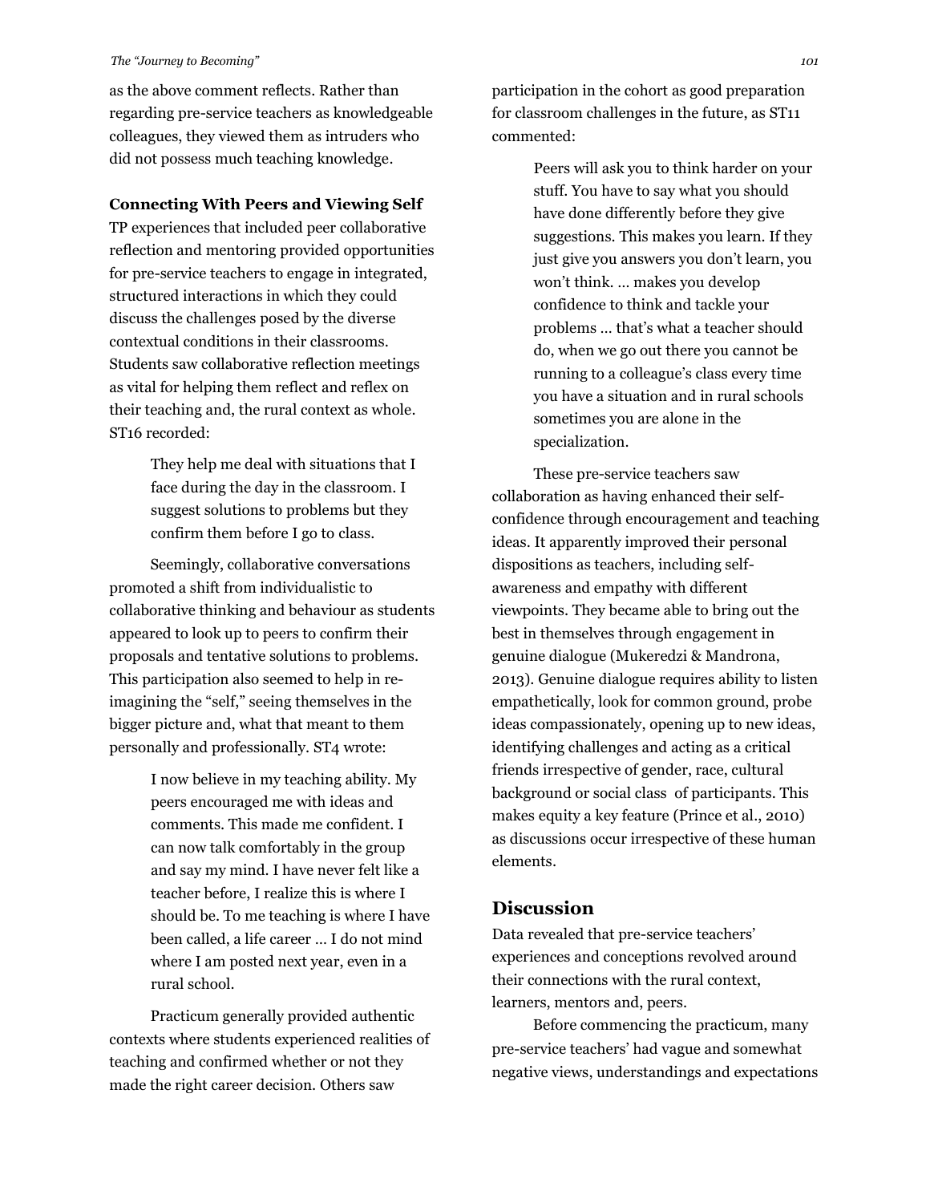as the above comment reflects. Rather than regarding pre-service teachers as knowledgeable colleagues, they viewed them as intruders who did not possess much teaching knowledge.

**Connecting With Peers and Viewing Self**

TP experiences that included peer collaborative reflection and mentoring provided opportunities for pre-service teachers to engage in integrated, structured interactions in which they could discuss the challenges posed by the diverse contextual conditions in their classrooms. Students saw collaborative reflection meetings as vital for helping them reflect and reflex on their teaching and, the rural context as whole. ST16 recorded:

> They help me deal with situations that I face during the day in the classroom. I suggest solutions to problems but they confirm them before I go to class.

Seemingly, collaborative conversations promoted a shift from individualistic to collaborative thinking and behaviour as students appeared to look up to peers to confirm their proposals and tentative solutions to problems. This participation also seemed to help in re-imagining the "self," seeing themselves in the bigger picture and, what that meant to them personally and professionally. ST4 wrote:

> I now believe in my teaching ability. My peers encouraged me with ideas and comments. This made me confident. I can now talk comfortably in the group and say my mind. I have never felt like a teacher before, I realize this is where I should be. To me teaching is where I have been called, a life career … I do not mind where I am posted next year, even in a rural school.

Practicum generally provided authentic contexts where students experienced realities of teaching and confirmed whether or not they made the right career decision. Others saw participation in the cohort as good preparation for classroom challenges in the future, as ST11 commented:

> Peers will ask you to think harder on your stuff. You have to say what you should have done differently before they give suggestions. This makes you learn. If they just give you answers you don't learn, you won't think. … makes you develop confidence to think and tackle your problems … that's what a teacher should do, when we go out there you cannot be running to a colleague's class every time you have a situation and in rural schools sometimes you are alone in the specialization.

These pre-service teachers saw collaboration as having enhanced their self-confidence through encouragement and teaching ideas. It apparently improved their personal dispositions as teachers, including self-awareness and empathy with different viewpoints. They became able to bring out the best in themselves through engagement in genuine dialogue (Mukeredzi & Mandrona, 2013). Genuine dialogue requires ability to listen empathetically, look for common ground, probe ideas compassionately, opening up to new ideas, identifying challenges and acting as a critical friends irrespective of gender, race, cultural background or social class of participants. This makes equity a key feature (Prince et al., 2010) as discussions occur irrespective of these human elements.

## Discussion

Data revealed that pre-service teachers' experiences and conceptions revolved around their connections with the rural context, learners, mentors and, peers.

Before commencing the practicum, many pre-service teachers' had vague and somewhat negative views, understandings and expectations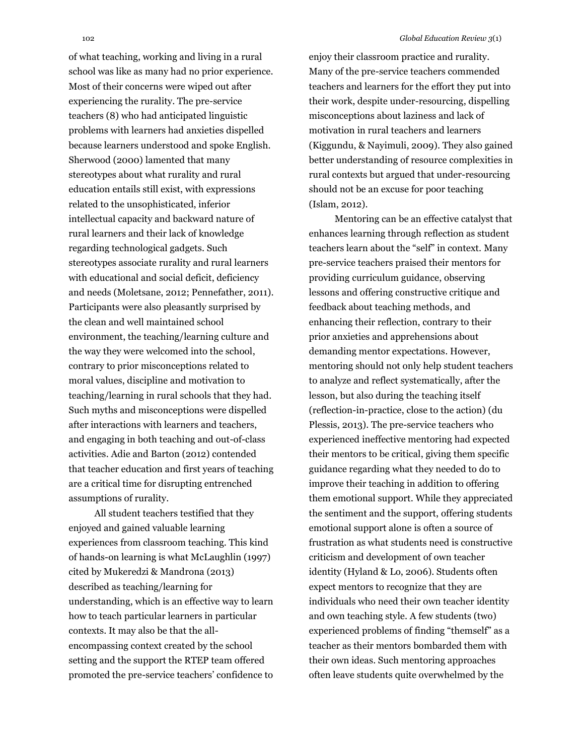of what teaching, working and living in a rural school was like as many had no prior experience. Most of their concerns were wiped out after experiencing the rurality. The pre-service teachers (8) who had anticipated linguistic problems with learners had anxieties dispelled because learners understood and spoke English. Sherwood (2000) lamented that many stereotypes about what rurality and rural education entails still exist, with expressions related to the unsophisticated, inferior intellectual capacity and backward nature of rural learners and their lack of knowledge regarding technological gadgets. Such stereotypes associate rurality and rural learners with educational and social deficit, deficiency and needs (Moletsane, 2012; Pennefather, 2011). Participants were also pleasantly surprised by the clean and well maintained school environment, the teaching/learning culture and the way they were welcomed into the school, contrary to prior misconceptions related to moral values, discipline and motivation to teaching/learning in rural schools that they had. Such myths and misconceptions were dispelled after interactions with learners and teachers, and engaging in both teaching and out-of-class activities. Adie and Barton (2012) contended that teacher education and first years of teaching are a critical time for disrupting entrenched assumptions of rurality.

All student teachers testified that they enjoyed and gained valuable learning experiences from classroom teaching. This kind of hands-on learning is what McLaughlin (1997) cited by Mukeredzi & Mandrona (2013) described as teaching/learning for understanding, which is an effective way to learn how to teach particular learners in particular contexts. It may also be that the all-encompassing context created by the school setting and the support the RTEP team offered promoted the pre-service teachers' confidence to enjoy their classroom practice and rurality. Many of the pre-service teachers commended teachers and learners for the effort they put into their work, despite under-resourcing, dispelling misconceptions about laziness and lack of motivation in rural teachers and learners (Kiggundu, & Nayimuli, 2009). They also gained better understanding of resource complexities in rural contexts but argued that under-resourcing should not be an excuse for poor teaching (Islam, 2012).

Mentoring can be an effective catalyst that enhances learning through reflection as student teachers learn about the "self" in context. Many pre-service teachers praised their mentors for providing curriculum guidance, observing lessons and offering constructive critique and feedback about teaching methods, and enhancing their reflection, contrary to their prior anxieties and apprehensions about demanding mentor expectations. However, mentoring should not only help student teachers to analyze and reflect systematically, after the lesson, but also during the teaching itself (reflection-in-practice, close to the action) (du Plessis, 2013). The pre-service teachers who experienced ineffective mentoring had expected their mentors to be critical, giving them specific guidance regarding what they needed to do to improve their teaching in addition to offering them emotional support. While they appreciated the sentiment and the support, offering students emotional support alone is often a source of frustration as what students need is constructive criticism and development of own teacher identity (Hyland & Lo, 2006). Students often expect mentors to recognize that they are individuals who need their own teacher identity and own teaching style. A few students (two) experienced problems of finding "themself" as a teacher as their mentors bombarded them with their own ideas. Such mentoring approaches often leave students quite overwhelmed by the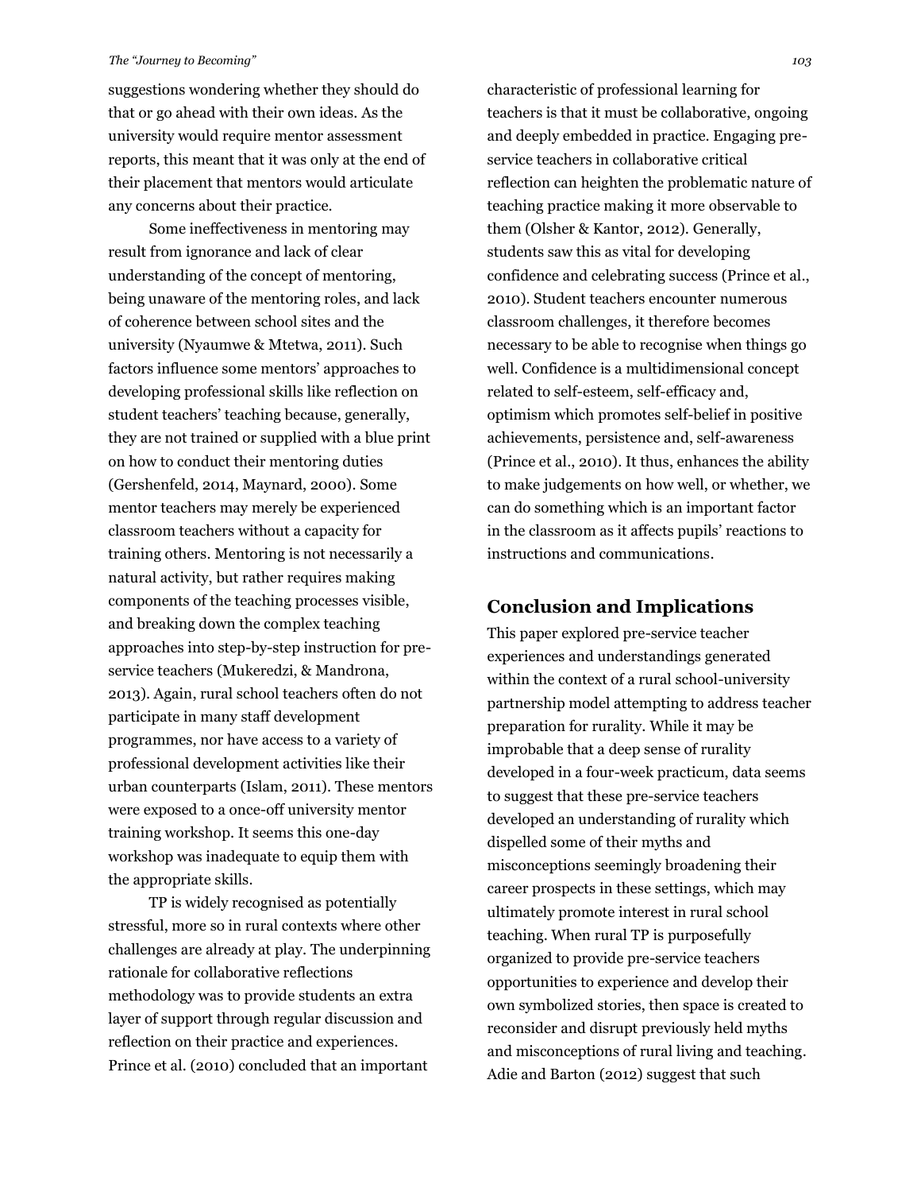suggestions wondering whether they should do that or go ahead with their own ideas. As the university would require mentor assessment reports, this meant that it was only at the end of their placement that mentors would articulate any concerns about their practice.

Some ineffectiveness in mentoring may result from ignorance and lack of clear understanding of the concept of mentoring, being unaware of the mentoring roles, and lack of coherence between school sites and the university (Nyaumwe & Mtetwa, 2011). Such factors influence some mentors' approaches to developing professional skills like reflection on student teachers' teaching because, generally, they are not trained or supplied with a blue print on how to conduct their mentoring duties (Gershenfeld, 2014, Maynard, 2000). Some mentor teachers may merely be experienced classroom teachers without a capacity for training others. Mentoring is not necessarily a natural activity, but rather requires making components of the teaching processes visible, and breaking down the complex teaching approaches into step-by-step instruction for pre-service teachers (Mukeredzi, & Mandrona, 2013). Again, rural school teachers often do not participate in many staff development programmes, nor have access to a variety of professional development activities like their urban counterparts (Islam, 2011). These mentors were exposed to a once-off university mentor training workshop. It seems this one-day workshop was inadequate to equip them with the appropriate skills.

TP is widely recognised as potentially stressful, more so in rural contexts where other challenges are already at play. The underpinning rationale for collaborative reflections methodology was to provide students an extra layer of support through regular discussion and reflection on their practice and experiences. Prince et al. (2010) concluded that an important characteristic of professional learning for teachers is that it must be collaborative, ongoing and deeply embedded in practice. Engaging pre-service teachers in collaborative critical reflection can heighten the problematic nature of teaching practice making it more observable to them (Olsher & Kantor, 2012). Generally, students saw this as vital for developing confidence and celebrating success (Prince et al., 2010). Student teachers encounter numerous classroom challenges, it therefore becomes necessary to be able to recognise when things go well. Confidence is a multidimensional concept related to self-esteem, self-efficacy and, optimism which promotes self-belief in positive achievements, persistence and, self-awareness (Prince et al., 2010). It thus, enhances the ability to make judgements on how well, or whether, we can do something which is an important factor in the classroom as it affects pupils' reactions to instructions and communications.

## Conclusion and Implications

This paper explored pre-service teacher experiences and understandings generated within the context of a rural school-university partnership model attempting to address teacher preparation for rurality. While it may be improbable that a deep sense of rurality developed in a four-week practicum, data seems to suggest that these pre-service teachers developed an understanding of rurality which dispelled some of their myths and misconceptions seemingly broadening their career prospects in these settings, which may ultimately promote interest in rural school teaching. When rural TP is purposefully organized to provide pre-service teachers opportunities to experience and develop their own symbolized stories, then space is created to reconsider and disrupt previously held myths and misconceptions of rural living and teaching. Adie and Barton (2012) suggest that such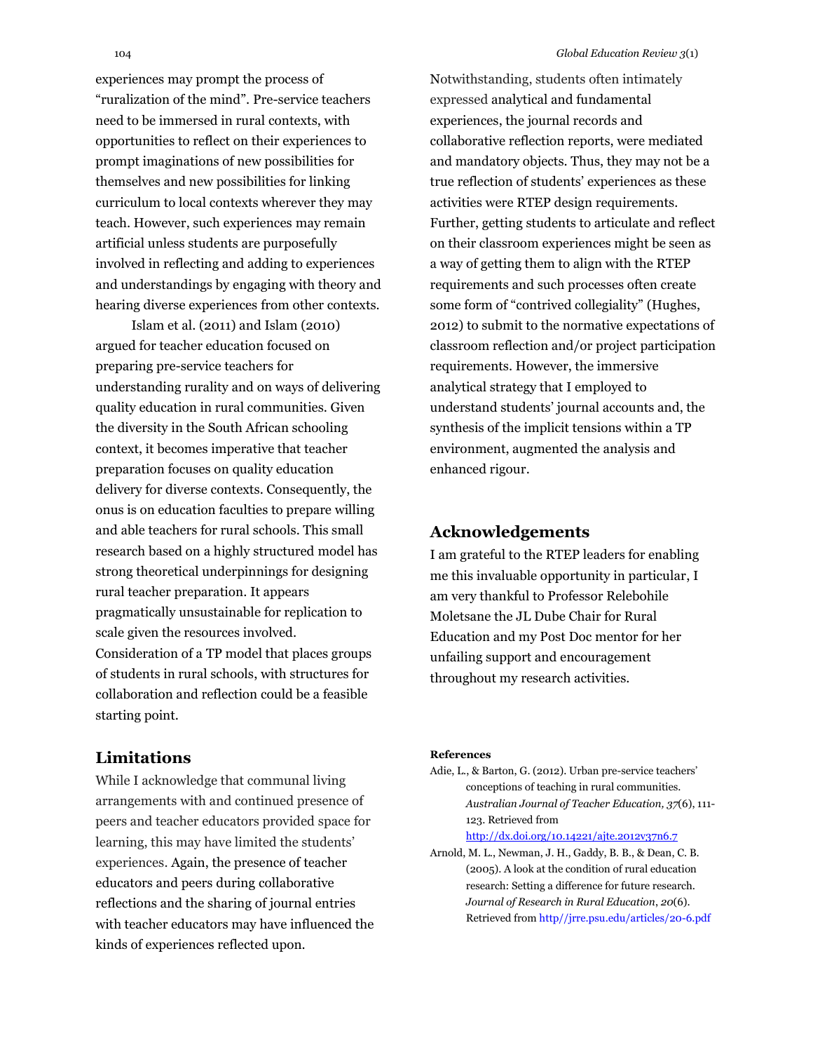experiences may prompt the process of "ruralization of the mind". Pre-service teachers need to be immersed in rural contexts, with opportunities to reflect on their experiences to prompt imaginations of new possibilities for themselves and new possibilities for linking curriculum to local contexts wherever they may teach. However, such experiences may remain artificial unless students are purposefully involved in reflecting and adding to experiences and understandings by engaging with theory and hearing diverse experiences from other contexts.

Islam et al. (2011) and Islam (2010) argued for teacher education focused on preparing pre-service teachers for understanding rurality and on ways of delivering quality education in rural communities. Given the diversity in the South African schooling context, it becomes imperative that teacher preparation focuses on quality education delivery for diverse contexts. Consequently, the onus is on education faculties to prepare willing and able teachers for rural schools. This small research based on a highly structured model has strong theoretical underpinnings for designing rural teacher preparation. It appears pragmatically unsustainable for replication to scale given the resources involved. Consideration of a TP model that places groups of students in rural schools, with structures for collaboration and reflection could be a feasible starting point.

## Limitations

While I acknowledge that communal living arrangements with and continued presence of peers and teacher educators provided space for learning, this may have limited the students' experiences. Again, the presence of teacher educators and peers during collaborative reflections and the sharing of journal entries with teacher educators may have influenced the kinds of experiences reflected upon.

Notwithstanding, students often intimately expressed analytical and fundamental experiences, the journal records and collaborative reflection reports, were mediated and mandatory objects. Thus, they may not be a true reflection of students' experiences as these activities were RTEP design requirements. Further, getting students to articulate and reflect on their classroom experiences might be seen as a way of getting them to align with the RTEP requirements and such processes often create some form of "contrived collegiality" (Hughes, 2012) to submit to the normative expectations of classroom reflection and/or project participation requirements. However, the immersive analytical strategy that I employed to understand students' journal accounts and, the synthesis of the implicit tensions within a TP environment, augmented the analysis and enhanced rigour.

## Acknowledgements

I am grateful to the RTEP leaders for enabling me this invaluable opportunity in particular, I am very thankful to Professor Relebohile Moletsane the JL Dube Chair for Rural Education and my Post Doc mentor for her unfailing support and encouragement throughout my research activities.

#### References

Adie, L., & Barton, G. (2012). Urban pre-service teachers' conceptions of teaching in rural communities. *Australian Journal of Teacher Education, 37*(6), 111-123. Retrieved from http://dx.doi.org/10.14221/ajte.2012v37n6.7

Arnold, M. L., Newman, J. H., Gaddy, B. B., & Dean, C. B. (2005). A look at the condition of rural education research: Setting a difference for future research. *Journal of Research in Rural Education*, *20*(6). Retrieved from http//jrre.psu.edu/articles/20-6.pdf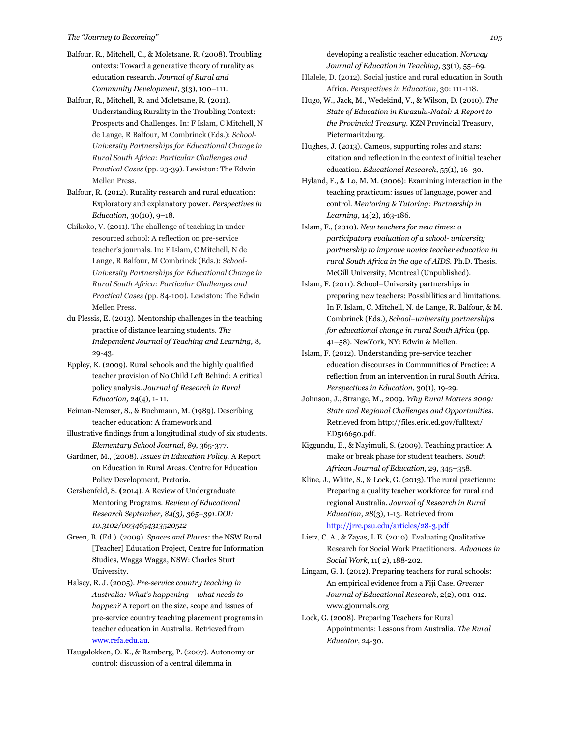Balfour, R., Mitchell, C., & Moletsane, R. (2008). Troubling ontexts: Toward a generative theory of rurality as education research. *Journal of Rural and Community Development*, 3(3), 100–111.

Balfour, R., Mitchell, R. and Moletsane, R. (2011). Understanding Rurality in the Troubling Context: Prospects and Challenges. In: F Islam, C Mitchell, N de Lange, R Balfour, M Combrinck (Eds.): *School-University Partnerships for Educational Change in Rural South Africa: Particular Challenges and Practical Cases* (pp. 23-39). Lewiston: The Edwin Mellen Press.

Balfour, R. (2012). Rurality research and rural education: Exploratory and explanatory power. *Perspectives in Education*, 30(10), 9–18.

Chikoko, V. (2011). The challenge of teaching in under resourced school: A reflection on pre-service teacher's journals. In: F Islam, C Mitchell, N de Lange, R Balfour, M Combrinck (Eds.): *School-University Partnerships for Educational Change in Rural South Africa: Particular Challenges and Practical Cases (*pp. 84-100). Lewiston: The Edwin Mellen Press.

du Plessis, E. (2013). Mentorship challenges in the teaching practice of distance learning students. *The Independent Journal of Teaching and Learning,* 8, 29-43.

Eppley, K. (2009). Rural schools and the highly qualified teacher provision of No Child Left Behind: A critical policy analysis. *Journal of Research in Rural Education,* 24(4), 1- 11.

Feiman-Nemser, S., & Buchmann, M. (1989). Describing teacher education: A framework and illustrative findings from a longitudinal study of six students. *Elementary School Journal*, *89*, 365-377.

Gardiner, M., (2008). *Issues in Education Policy.* A Report on Education in Rural Areas. Centre for Education Policy Development, Pretoria.

Gershenfeld, S. (2014). A Review of Undergraduate Mentoring Programs. *Review of Educational Research September, 84(3), 365–391.DOI: 10.3102/0034654313520512*

Green, B. (Ed.). (2009). *Spaces and Places:* the NSW Rural [Teacher] Education Project, Centre for Information Studies, Wagga Wagga, NSW: Charles Sturt University.

Halsey, R. J. (2005). *Pre-service country teaching in Australia: What's happening – what needs to happen?* A report on the size, scope and issues of pre-service country teaching placement programs in teacher education in Australia. Retrieved from www.refa.edu.au.

Haugalokken, O. K., & Ramberg, P. (2007). Autonomy or control: discussion of a central dilemma in developing a realistic teacher education. *Norway Journal of Education in Teaching,* 33(1), 55–69.

Hlalele, D. (2012). Social justice and rural education in South Africa. *Perspectives in Education,* 30: 111-118.

Hugo, W., Jack, M., Wedekind, V., & Wilson, D. (2010). *The State of Education in Kwazulu-Natal: A Report to the Provincial Treasury.* KZN Provincial Treasury, Pietermaritzburg.

Hughes, J. (2013). Cameos, supporting roles and stars: citation and reflection in the context of initial teacher education. *Educational Research*, 55(1), 16–30.

Hyland, F., & Lo, M. M. (2006): Examining interaction in the teaching practicum: issues of language, power and control. *Mentoring & Tutoring: Partnership in Learning*, 14(2), 163-186.

Islam, F., (2010). *New teachers for new times: a participatory evaluation of a school- university partnership to improve novice teacher education in rural South Africa in the age of AIDS.* Ph.D. Thesis. McGill University, Montreal (Unpublished).

Islam, F. (2011). School–University partnerships in preparing new teachers: Possibilities and limitations. In F. Islam, C. Mitchell, N. de Lange, R. Balfour, & M. Combrinck (Eds.), *School–university partnerships for educational change in rural South Africa* (pp. 41–58). NewYork, NY: Edwin & Mellen.

Islam, F. (2012). Understanding pre-service teacher education discourses in Communities of Practice: A reflection from an intervention in rural South Africa. *Perspectives in Education,* 30(1), 19-29.

Johnson, J., Strange, M., 2009. *Why Rural Matters 2009: State and Regional Challenges and Opportunities*. Retrieved from http://files.eric.ed.gov/fulltext/ED516650.pdf.

Kiggundu, E., & Nayimuli, S. (2009). Teaching practice: A make or break phase for student teachers. *South African Journal of Education*, 29, 345–358.

Kline, J., White, S., & Lock, G. (2013). The rural practicum: Preparing a quality teacher workforce for rural and regional Australia. *Journal of Research in Rural Education*, *28*(3), 1-13. Retrieved from http://jrre.psu.edu/articles/28-3.pdf

Lietz, C. A., & Zayas, L.E. (2010). Evaluating Qualitative Research for Social Work Practitioners. *Advances in Social Work,* 11( 2), 188-202.

Lingam, G. I. (2012). Preparing teachers for rural schools: An empirical evidence from a Fiji Case. *Greener Journal of Educational Research*, 2(2), 001-012. www.gjournals.org

Lock, G. (2008). Preparing Teachers for Rural Appointments: Lessons from Australia. *The Rural Educator,* 24-30.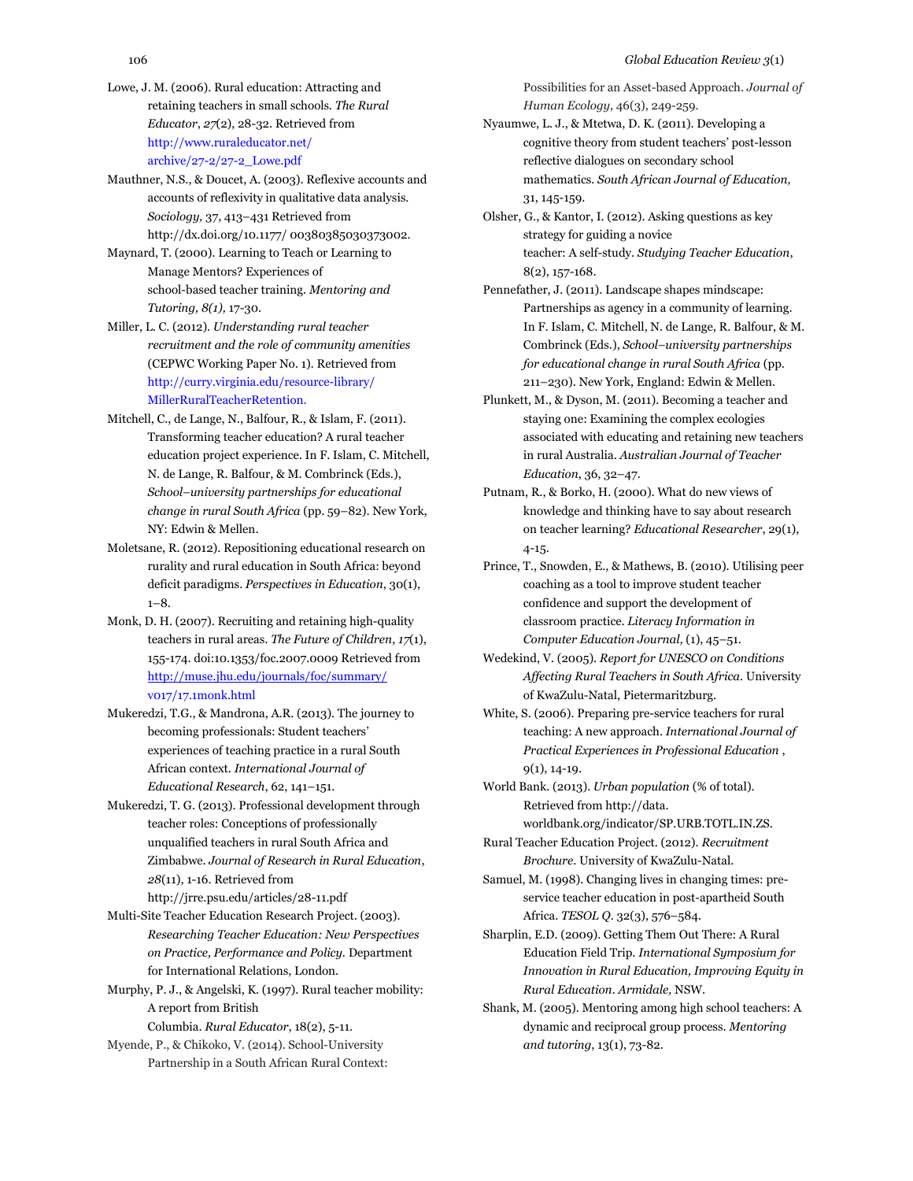Lowe, J. M. (2006). Rural education: Attracting and retaining teachers in small schools. *The Rural Educator*, *27*(2), 28-32. Retrieved from http://www.ruraleducator.net/archive/27-2/27-2_Lowe.pdf

Mauthner, N.S., & Doucet, A. (2003). Reflexive accounts and accounts of reflexivity in qualitative data analysis. *Sociology,* 37, 413–431 Retrieved from http://dx.doi.org/10.1177/ 00380385030373002.

Maynard, T. (2000). Learning to Teach or Learning to Manage Mentors? Experiences of school-based teacher training. *Mentoring and Tutoring, 8(1),* 17-30.

Miller, L. C. (2012). *Understanding rural teacher recruitment and the role of community amenities* (CEPWC Working Paper No. 1). Retrieved from http://curry.virginia.edu/resource-library/MillerRuralTeacherRetention.

Mitchell, C., de Lange, N., Balfour, R., & Islam, F. (2011). Transforming teacher education? A rural teacher education project experience. In F. Islam, C. Mitchell, N. de Lange, R. Balfour, & M. Combrinck (Eds.), *School–university partnerships for educational change in rural South Africa* (pp. 59–82). New York, NY: Edwin & Mellen.

Moletsane, R. (2012). Repositioning educational research on rurality and rural education in South Africa: beyond deficit paradigms. *Perspectives in Education*, 30(1), 1–8.

Monk, D. H. (2007). Recruiting and retaining high-quality teachers in rural areas. *The Future of Children*, *17*(1), 155-174. doi:10.1353/foc.2007.0009 Retrieved from http://muse.jhu.edu/journals/foc/summary/v017/17.1monk.html

Mukeredzi, T.G., & Mandrona, A.R. (2013). The journey to becoming professionals: Student teachers' experiences of teaching practice in a rural South African context. *International Journal of Educational Research*, 62, 141–151.

Mukeredzi, T. G. (2013). Professional development through teacher roles: Conceptions of professionally unqualified teachers in rural South Africa and Zimbabwe. *Journal of Research in Rural Education*, *28*(11), 1-16. Retrieved from http://jrre.psu.edu/articles/28-11.pdf

Multi-Site Teacher Education Research Project. (2003). *Researching Teacher Education: New Perspectives on Practice, Performance and Policy.* Department for International Relations, London.

Murphy, P. J., & Angelski, K. (1997). Rural teacher mobility: A report from British Columbia. *Rural Educator*, 18(2), 5-11.

Myende, P., & Chikoko, V. (2014). School-University Partnership in a South African Rural Context: Possibilities for an Asset-based Approach. *Journal of Human Ecology*, 46(3), 249-259.

Nyaumwe, L. J., & Mtetwa, D. K. (2011). Developing a cognitive theory from student teachers' post-lesson reflective dialogues on secondary school mathematics. *South African Journal of Education,* 31, 145-159.

Olsher, G., & Kantor, I. (2012). Asking questions as key strategy for guiding a novice teacher: A self-study. *Studying Teacher Education*, 8(2), 157-168.

Pennefather, J. (2011). Landscape shapes mindscape: Partnerships as agency in a community of learning. In F. Islam, C. Mitchell, N. de Lange, R. Balfour, & M. Combrinck (Eds.), *School–university partnerships for educational change in rural South Africa* (pp. 211–230). New York, England: Edwin & Mellen.

Plunkett, M., & Dyson, M. (2011). Becoming a teacher and staying one: Examining the complex ecologies associated with educating and retaining new teachers in rural Australia. *Australian Journal of Teacher Education*, 36, 32–47.

Putnam, R., & Borko, H. (2000). What do new views of knowledge and thinking have to say about research on teacher learning? *Educational Researcher*, 29(1), 4-15.

Prince, T., Snowden, E., & Mathews, B. (2010). Utilising peer coaching as a tool to improve student teacher confidence and support the development of classroom practice. *Literacy Information in Computer Education Journal,* (1), 45–51.

Wedekind, V. (2005). *Report for UNESCO on Conditions Affecting Rural Teachers in South Africa.* University of KwaZulu-Natal, Pietermaritzburg.

White, S. (2006). Preparing pre-service teachers for rural teaching: A new approach. *International Journal of Practical Experiences in Professional Education* , 9(1), 14-19.

World Bank. (2013). *Urban population* (% of total). Retrieved from http://data.worldbank.org/indicator/SP.URB.TOTL.IN.ZS.

Rural Teacher Education Project. (2012). *Recruitment Brochure*. University of KwaZulu-Natal.

Samuel, M. (1998). Changing lives in changing times: pre-service teacher education in post-apartheid South Africa. *TESOL Q*. 32(3), 576–584.

Sharplin, E.D. (2009). Getting Them Out There: A Rural Education Field Trip. *International Symposium for Innovation in Rural Education, Improving Equity in Rural Education. Armidale,* NSW.

Shank, M. (2005). Mentoring among high school teachers: A dynamic and reciprocal group process. *Mentoring and tutoring*, 13(1), 73-82.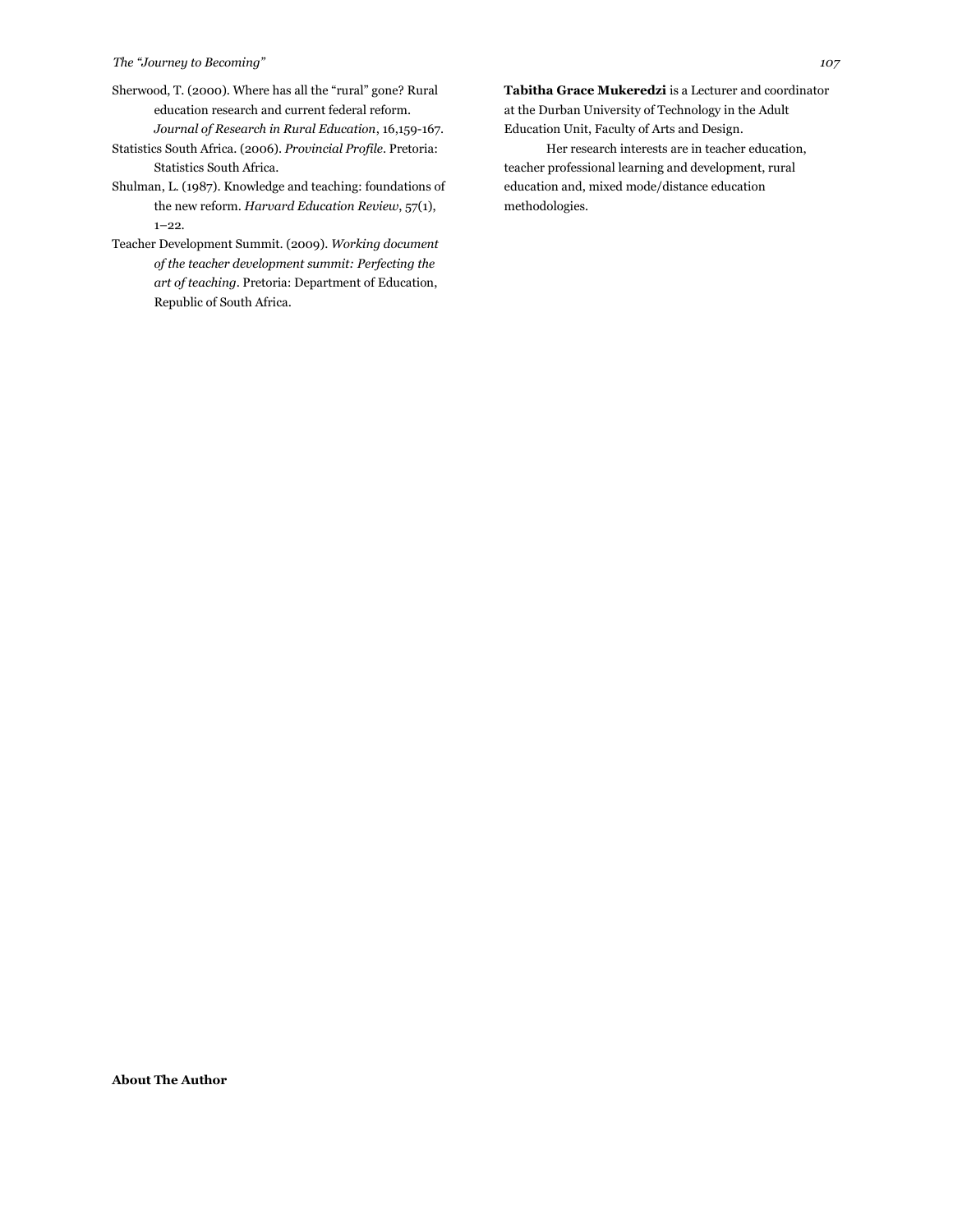Sherwood, T. (2000). Where has all the "rural" gone? Rural education research and current federal reform. *Journal of Research in Rural Education*, 16,159-167.

Statistics South Africa. (2006). *Provincial Profile*. Pretoria: Statistics South Africa.

Shulman, L. (1987). Knowledge and teaching: foundations of the new reform. *Harvard Education Review*, 57(1), 1–22.

Teacher Development Summit. (2009). *Working document of the teacher development summit: Perfecting the art of teaching*. Pretoria: Department of Education, Republic of South Africa.

**About The Author**

**Tabitha Grace Mukeredzi** is a Lecturer and coordinator at the Durban University of Technology in the Adult Education Unit, Faculty of Arts and Design.

Her research interests are in teacher education, teacher professional learning and development, rural education and, mixed mode/distance education methodologies.